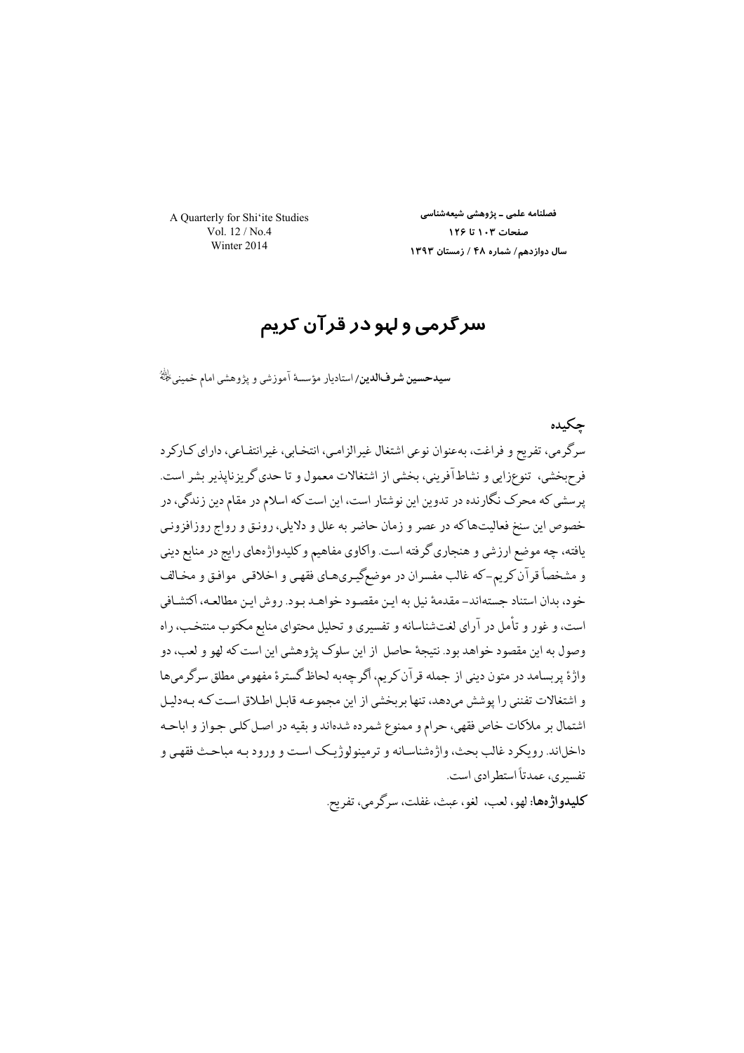# سرگرمی و لهو در قرآن کریم

**سیدحسین شرف‌الدین**/ استادیار مؤسسهٔ آموزشی و پژوهشی امام خمینی﵀

## چکیده

سرگرمی، تفریح و فراغت، به‌عنوان نوعی اشتغال غیرالزامی، انتخابی، غیرانتفاعی، دارای کارکرد فرح‌بخشی، تنوع‌زایی و نشاط‌آفرینی، بخشی از اشتغالات معمول و تا حدی گریزناپذیر بشر است. پرسشی که محرک نگارنده در تدوین این نوشتار است، این است که اسلام در مقام دین زندگی، در خصوص این سنخ فعالیت‌ها که در عصر و زمان حاضر به علل و دلایلی، رونق و رواج روزافزونی یافته، چه موضع ارزشی و هنجاری گرفته است. واکاوی مفاهیم و کلیدواژه‌های رایج در منابع دینی و مشخصاً قرآن کریم-که غالب مفسران در موضع‌گیری‌های فقهی و اخلاقی موافق و مخالف خود، بدان استناد جسته‌اند- مقدمهٔ نیل به این مقصود خواهد بود. روش این مطالعه، اکتشافی است، و غور و تأمل در آرای لغت‌شناسانه و تفسیری و تحلیل محتوای منابع مکتوب منتخب، راه وصول به این مقصود خواهد بود. نتیجهٔ حاصل از این سلوک پژوهشی این است که لهو و لعب، دو واژهٔ پربسامد در متون دینی از جمله قرآن کریم، اگرچه‌به لحاظ گسترهٔ مفهومی مطلق سرگرمی‌ها و اشتغالات تفننی را پوشش می‌دهد، تنها بربخشی از این مجموعه قابل اطلاق است که به‌دلیل اشتمال بر ملاکات خاص فقهی، حرام و ممنوع شمرده شده‌اند و بقیه در اصل کلی جواز و اباحه داخل‌اند. رویکرد غالب بحث، واژه‌شناسانه و ترمینولوژیک است و ورود به مباحث فقهی و تفسیری، عمدتاً استطرادی است.

**کلیدواژه‌ها:** لهو، لعب، لغو، عبث، غفلت، سرگرمی، تفریح.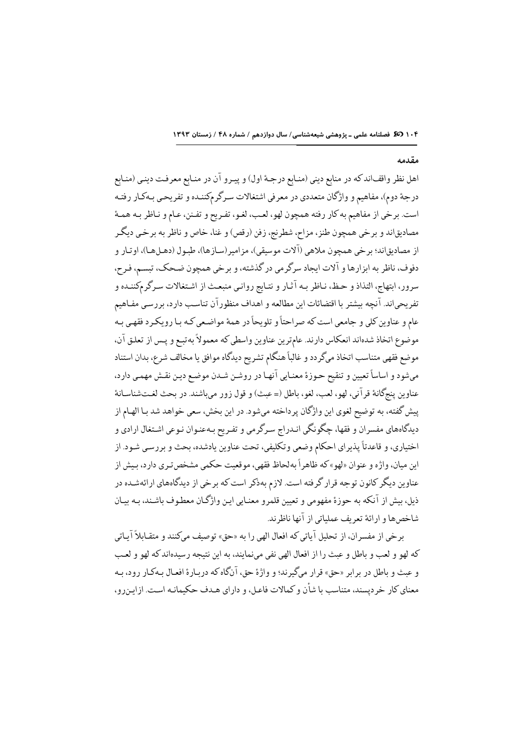## مقدمه

اهل نظر واقف‌اند که در منابع دینی (منابع درجهٔ اول) و پیرو آن در منابع معرفت دینی (منابع درجهٔ دوم)، مفاهیم و واژگان متعددی در معرفی اشتغالات سرگرم‌کننده و تفریحی به‌کار رفته است. برخی از مفاهیم به‌کار رفته همچون لهو، لعب، لغو، تفریح و تفنن، عام و ناظر به همهٔ مصادیق‌اند و برخی همچون طنز، مزاح، شطرنج، زفن (رقص) و غنا، خاص و ناظر به برخی دیگر از مصادیق‌اند؛ برخی همچون ملاهی (آلات موسیقی)، مزامیر (سازها)، طبول (دهل‌ها)، اوتار و دفوف، ناظر به ابزارها و آلات ایجاد سرگرمی در گذشته، و برخی همچون ضحک، تبسم، فرح، سرور، ابتهاج، التذاذ و حظ، ناظر به آثار و نتایج روانی منبعث از اشتغالات سرگرم‌کننده و تفریحی‌اند. آنچه بیشتر با اقتضائات این مطالعه و اهداف منظورآن تناسب دارد، بررسی مفاهیم عام و عناوین کلی و جامعی است که صراحتاً و تلویحاً در همهٔ مواضعی که با رویکرد فقهی به موضوع اتخاذ شده‌اند انعکاس دارند. عام‌ترین عناوین واسطی که معمولاً به‌تبع و پس از تعلق آن، موضع فقهی متناسب اتخاذ می‌گردد و غالباً هنگام تشریح دیدگاه موافق یا مخالف شرع، بدان استناد می‌شود و اساساً تعیین و تنقیح حوزهٔ معنایی آنها در روشن شدن موضع دین نقش مهمی دارد، عناوین پنج‌گانهٔ قرآنی، لهو، لعب، لغو، باطل (= عبث) و قول زور می‌باشند. در بحث لغت‌شناسانهٔ پیش گفته، به توضیح لغوی این واژگان پرداخته می‌شود. در این بخش، سعی خواهد شد با الهام از دیدگاه‌های مفسران و فقها، چگونگی اندراج سرگرمی و تفریح به‌عنوان نوعی اشتغال ارادی و اختیاری، و قاعدتاً پذیرای احکام وضعی وتکلیفی، تحت عناوین یادشده، بحث و بررسی شود. از این میان، واژه و عنوان «لهو» که ظاهراً به‌لحاظ فقهی، موقعیت حکمی مشخص‌تری دارد، بیش از عناوین دیگر کانون توجه قرار گرفته است. لازم به‌ذکر است که برخی از دیدگاه‌های ارائه‌شده در ذیل، بیش از آنکه به حوزهٔ مفهومی و تعیین قلمرو معنایی این واژگان معطوف باشند، به بیان شاخص‌ها و ارائهٔ تعریف عملیاتی از آنها ناظرند.

برخی از مفسران، از تحلیل آیاتی که افعال الهی را به «حق» توصیف می‌کنند و متقابلاً آیاتی که لهو و لعب و باطل و عبث را از افعال الهی نفی می‌نمایند، به این نتیجه رسیده‌اند که لهو و لعب و عبث و باطل در برابر «حق» قرار می‌گیرند؛ و واژهٔ حق، آنگاه که دربارهٔ افعال به‌کار رود، به معنای کار خردپسند، متناسب با شأن و کمالات فاعل، و دارای هدف حکیمانه است. ازاین‌رو،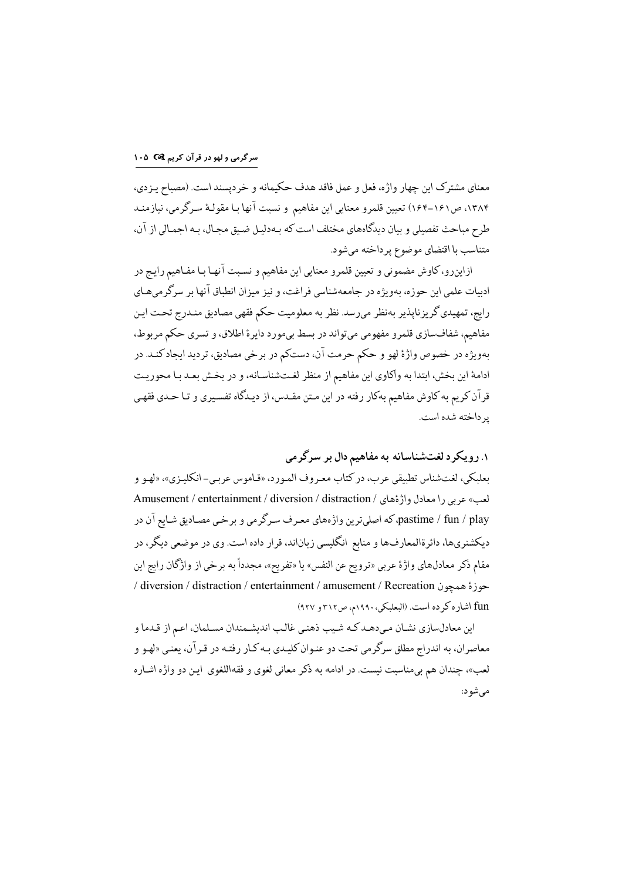معنای مشترک این چهار واژه، فعل و عمل فاقد هدف حکیمانه و خردپسند است. (مصباح یزدی، ۱۳۸۴، ص۱۶۱-۱۶۴) تعیین قلمرو معنایی این مفاهیم و نسبت آنها با مقولهٔ سرگرمی، نیازمند طرح مباحث تفصیلی و بیان دیدگاه‌های مختلف است که به‌دلیل ضیق مجال، به اجمالی از آن، متناسب با اقتضای موضوع پرداخته می‌شود.

ازاین‌رو، کاوش مضمونی و تعیین قلمرو معنایی این مفاهیم و نسبت آنها با مفاهیم رایج در ادبیات علمی این حوزه، به‌ویژه در جامعه‌شناسی فراغت، و نیز میزان انطباق آنها بر سرگرمی‌های رایج، تمهیدی گریزناپذیر به‌نظر می‌رسد. نظر به معلومیت حکم فقهی مصادیق مندرج تحت این مفاهیم، شفاف‌سازی قلمرو مفهومی می‌تواند در بسط بی‌مورد دایرهٔ اطلاق، و تسری حکم مربوط، به‌ویژه در خصوص واژهٔ لهو و حکم حرمت آن، دست‌کم در برخی مصادیق، تردید ایجاد کند. در ادامهٔ این بخش، ابتدا به واکاوی این مفاهیم از منظر لغت‌شناسانه، و در بخش بعد با محوریت قرآن کریم به کاوش مفاهیم به‌کار رفته در این متن مقدس، از دیدگاه تفسیری و تا حدی فقهی پرداخته شده است.

## ۱. رویکرد لغت‌شناسانه به مفاهیم دال بر سرگرمی

بعلبکی، لغت‌شناس تطبیقی عرب، در کتاب معروف المورد، «قاموس عربی- انکلیزی»، «لهو و لعب» عربی را معادل واژه‌های / Amusement / entertainment / diversion / distraction pastime / fun / play، که اصلی‌ترین واژه‌های معرف سرگرمی و برخی مصادیق شایع آن در دیکشنری‌ها، دائرةالمعارف‌ها و منابع انگلیسی زبان‌اند، قرار داده است. وی در موضعی دیگر، در مقام ذکر معادل‌های واژهٔ عربی «ترویح عن النفس» یا «تفریح»، مجدداً به برخی از واژگان رایج این حوزهٔ همچون Recreation / amusement / entertainment / distraction / diversion / fun اشاره کرده است. (البعلبکی، ۱۹۹۰م، ص۳۱۲ و ۹۲۷)

این معادل‌سازی نشان می‌دهد که شیب ذهنی غالب اندیشمندان مسلمان، اعم از قدما و معاصران، به اندراج مطلق سرگرمی تحت دو عنوان کلیدی به‌کار رفته در قرآن، یعنی «لهو و لعب»، چندان هم بی‌مناسبت نیست. در ادامه به ذکر معانی لغوی و فقه‌اللغوی این دو واژه اشاره می‌شود: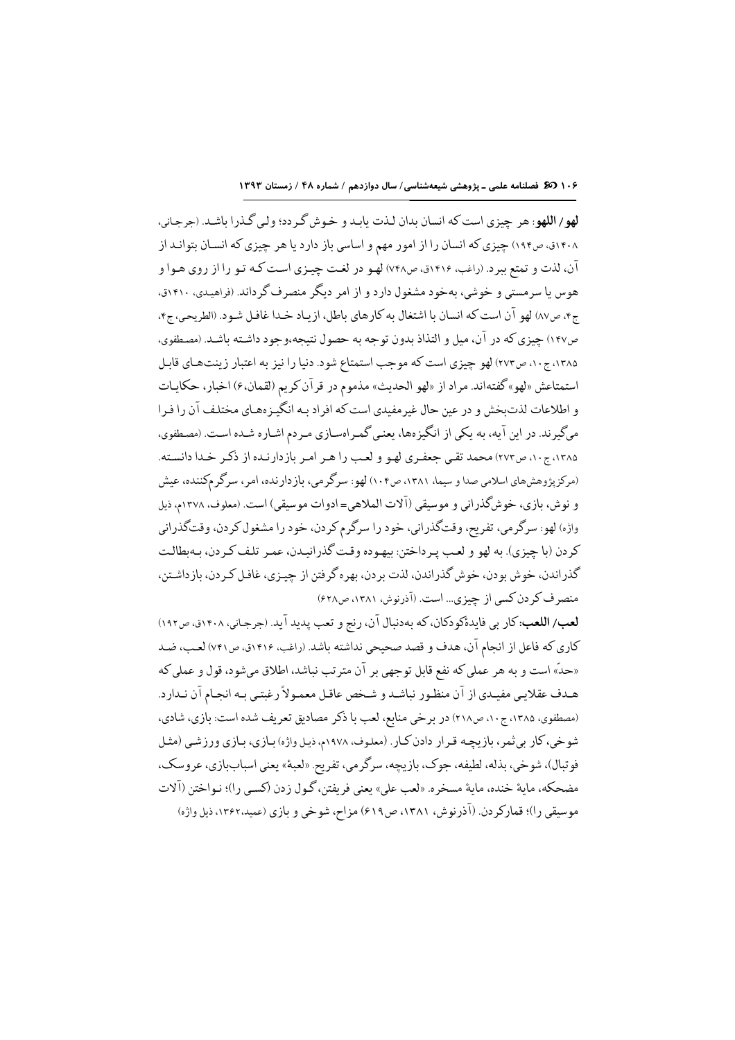**لهو/ اللهو**: هر چیزی است که انسان بدان لـذت یابـد و خـوش گـردد؛ ولـی گـذرا باشـد. (جرجـانی، ۱۴۰۸ق، ص۱۹۴) چیزی که انسان را از امور مهم و اساسی باز دارد یا هر چیزی که انسـان بتوانـد از آن، لذت و تمتع ببرد. (راغب، ۱۴۱۶ق، ص۷۴۸) لهـو در لغـت چیـزی اسـت کـه تـو را از روی هـوا و هوس یا سرمستی و خوشی، به‌خود مشغول دارد و از امر دیگر منصرف گرداند. (فراهیـدی، ۱۴۱۰ق، ج۴، ص۸۷) لهو آن است که انسان با اشتغال به کارهای باطل، ازیـاد خـدا غافـل شـود. (الطریحی، ج۴، ص۱۴۷) چیزی که در آن، میل و التذاذ بدون توجه به حصول نتیجه،وجود داشـته باشـد. (مصـطفوی، ۱۳۸۵، ج۱۰، ص۲۷۳) لهو چیزی است که موجب استمتاع شود. دنیا را نیز به اعتبار زینت‌هـای قابـل استمتاعش «لهو» گفته‌اند. مراد از «لهو الحدیث» مذموم در قرآن کریم (لقمان،۶) اخبار، حکایـات و اطلاعات لذت‌بخش و در عین حال غیرمفیدی است که افراد بـه انگیـزه‌هـای مختلـف آن را فـرا می‌گیرند. در این آیه، به یکی از انگیزه‌ها، یعنـی گمـراه‌سـازی مـردم اشـاره شـده اسـت. (مصطفوی، ۱۳۸۵، ج۱۰، ص۲۷۳) محمد تقـی جعفـری لهـو و لعـب را هـر امـر بازدارنـده از ذکـر خـدا دانسـته. (مرکز پژوهش‌های اسلامی صدا و سیما، ۱۳۸۱، ص۱۰۴) لهو: سرگرمی، بازدارنده، امر، سرگرم‌کننده، عیش و نوش، بازی، خوش‌گذرانی و موسیقی (آلات الملاهی= ادوات موسیقی) است. (معلوف، ۱۳۷۸م، ذیل واژه) لهو: سرگرمی، تفریح، وقت‌گذرانی، خود را سرگرم کردن، خود را مشغول کردن، وقت‌گذرانی کردن (با چیزی). به لهو و لعـب پـرداختن: بیهـوده وقـت گذرانیـدن، عمـر تلـف کـردن، بـه‌بطالـت گذراندن، خوش بودن، خوش گذراندن، لذت بردن، بهره گرفتن از چیـزی، غافـل کـردن، بازداشـتن، منصرف کردن کسی از چیزی... است. (آذرنوش، ۱۳۸۱، ص۶۲۸)

**لعب/ اللعب**: کار بی فایدهٔ کودکان، که به‌دنبال آن، رنج و تعب پدید آید. (جرجـانی، ۱۴۰۸ق، ص۱۹۲) کاری که فاعل از انجام آن، هدف و قصد صحیحی نداشته باشد. (راغب، ۱۴۱۶ق، ص۷۴۱) لعـب، ضـد «حدّ» است و به هر عملی که نفع قابل توجهی بر آن مترتب نباشد، اطلاق می‌شود، قول و عملی که هـدف عقلایـی مفیـدی از آن منظـور نباشـد و شـخص عاقـل معمـولاً رغبتـی بـه انجـام آن نـدارد. (مصطفوی، ۱۳۸۵، ج۱۰، ص۲۱۸) در برخی منابع، لعب با ذکر مصادیق تعریف شده است: بازی، شادی، شوخی، کار بی‌ثمر، بازیچـه قـرار دادن کـار. (معلوف، ۱۹۷۸م، ذیـل واژه) بـازی، بـازی ورزشـی (مثـل فوتبال)، شوخی، بذله، لطیفه، جوک، بازیچه، سرگرمی، تفریح. «لعبة» یعنی اسباب‌بازی، عروسک، مضحکه، مایهٔ خنده، مایهٔ مسخره. «لعب علی» یعنی فریفتن، گـول زدن (کسـی را)؛ نـواختن (آلات موسیقی را)؛ قمارکردن. (آذرنوش، ۱۳۸۱، ص۶۱۹) مزاح، شوخی و بازی (عمید،۱۳۶۲، ذیل واژه)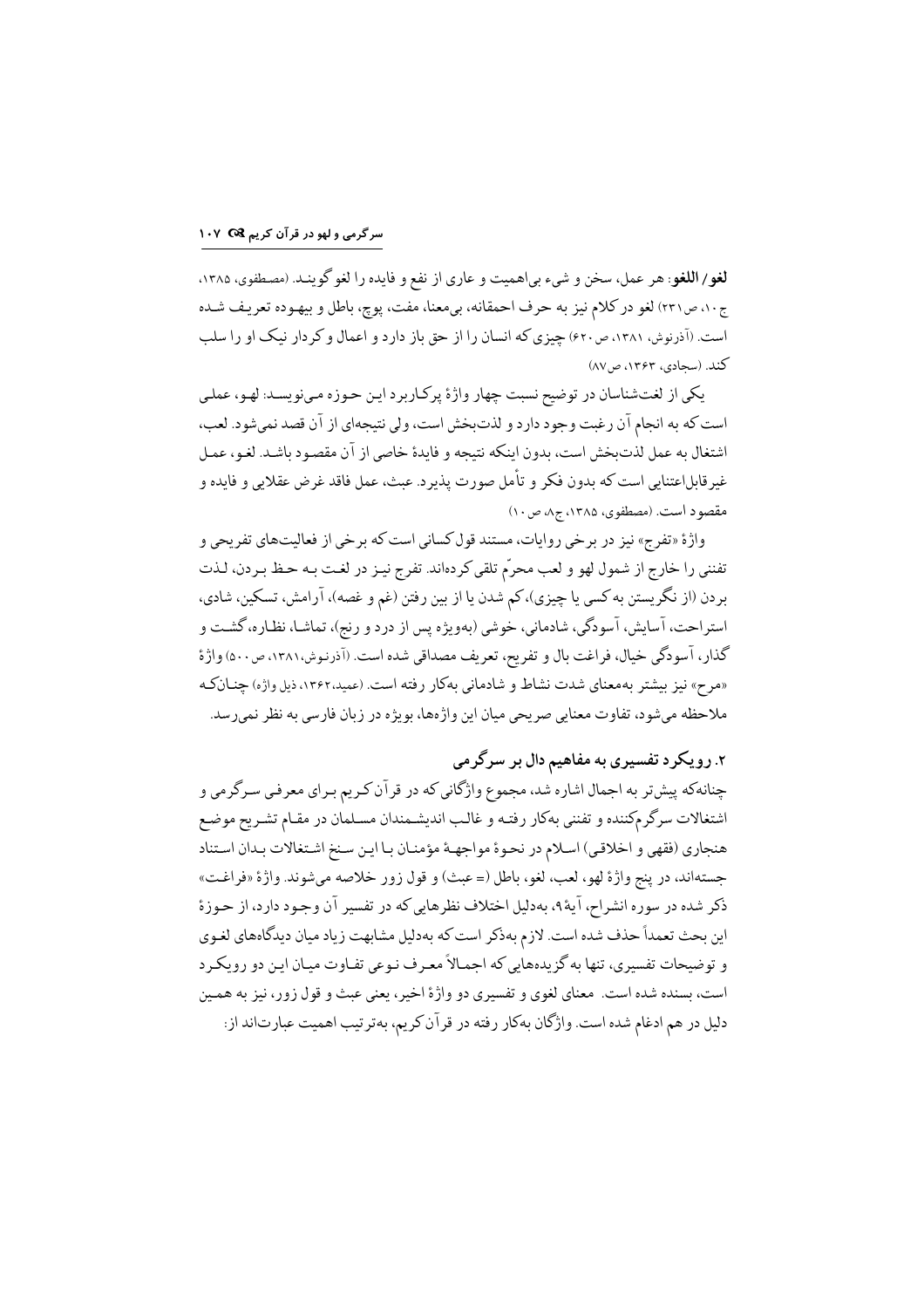**لغو/ اللغو**: هر عمل، سخن و شیء بی‌اهمیت و عاری از نفع و فایده را لغو گویند. (مصطفوی، ۱۳۸۵، ج۱۰، ص۲۳۱) لغو در کلام نیز به حرف احمقانه، بی‌معنا، مفت، پوچ، باطل و بیهوده تعریف شده است. (آذرنوش، ۱۳۸۱، ص۶۲۰) چیزی که انسان را از حق باز دارد و اعمال و کردار نیک او را سلب کند. (سجادی، ۱۳۶۳، ص۸۷)

یکی از لغت‌شناسان در توضیح نسبت چهار واژهٔ پرکاربرد این حوزه می‌نویسد: لهو، عملی است که به انجام آن رغبت وجود دارد و لذت‌بخش است، ولی نتیجه‌ای از آن قصد نمی‌شود. لعب، اشتغال به عمل لذت‌بخش است، بدون اینکه نتیجه و فایدهٔ خاصی از آن مقصود باشد. لغو، عمل غیرقابل‌اعتنایی است که بدون فکر و تأمل صورت پذیرد. عبث، عمل فاقد غرض عقلایی و فایده و مقصود است. (مصطفوی، ۱۳۸۵، ج۸، ص۱۰)

واژهٔ «تفرج» نیز در برخی روایات، مستند قول کسانی است که برخی از فعالیت‌های تفریحی و تفننی را خارج از شمول لهو و لعب محرّم تلقی کرده‌اند. تفرج نیز در لغت به حظ بردن، لذت بردن (از نگریستن به کسی یا چیزی)، کم شدن یا از بین رفتن (غم و غصه)، آرامش، تسکین، شادی، استراحت، آسایش، آسودگی، شادمانی، خوشی (به‌ویژه پس از درد و رنج)، تماشا، نظاره، گشت و گذار، آسودگی خیال، فراغت بال و تفریح، تعریف مصداقی شده است. (آذرنوش، ۱۳۸۱، ص۵۰۰) واژهٔ «مرح» نیز بیشتر به‌معنای شدت نشاط و شادمانی به‌کار رفته است. (عمید، ۱۳۶۲، ذیل واژه) چنانکه ملاحظه می‌شود، تفاوت معنایی صریحی میان این واژه‌ها، بویژه در زبان فارسی به نظر نمی‌رسد.

## ۲. رویکرد تفسیری به مفاهیم دال بر سرگرمی

چنانکه پیش‌تر به اجمال اشاره شد، مجموع واژگانی که در قرآن کریم برای معرفی سرگرمی و اشتغالات سرگرم‌کننده و تفننی به‌کار رفته و غالب اندیشمندان مسلمان در مقام تشریح موضع هنجاری (فقهی و اخلاقی) اسلام در نحوهٔ مواجههٔ مؤمنان با این سنخ اشتغالات بدان استناد جسته‌اند، در پنج واژهٔ لهو، لعب، لغو، باطل (= عبث) و قول زور خلاصه می‌شوند. واژهٔ «فراغت» ذکر شده در سوره انشراح، آیهٔ۹، به‌دلیل اختلاف نظرهایی که در تفسیر آن وجود دارد، از حوزهٔ این بحث تعمداً حذف شده است. لازم به‌ذکر است که به‌دلیل مشابهت زیاد میان دیدگاه‌های لغوی و توضیحات تفسیری، تنها به گزیده‌هایی که اجمالاً معرف نوعی تفاوت میان این دو رویکرد است، بسنده شده است. معنای لغوی و تفسیری دو واژهٔ اخیر، یعنی عبث و قول زور، نیز به همین دلیل در هم ادغام شده است. واژگان به‌کار رفته در قرآن کریم، به‌ترتیب اهمیت عبارت‌اند از: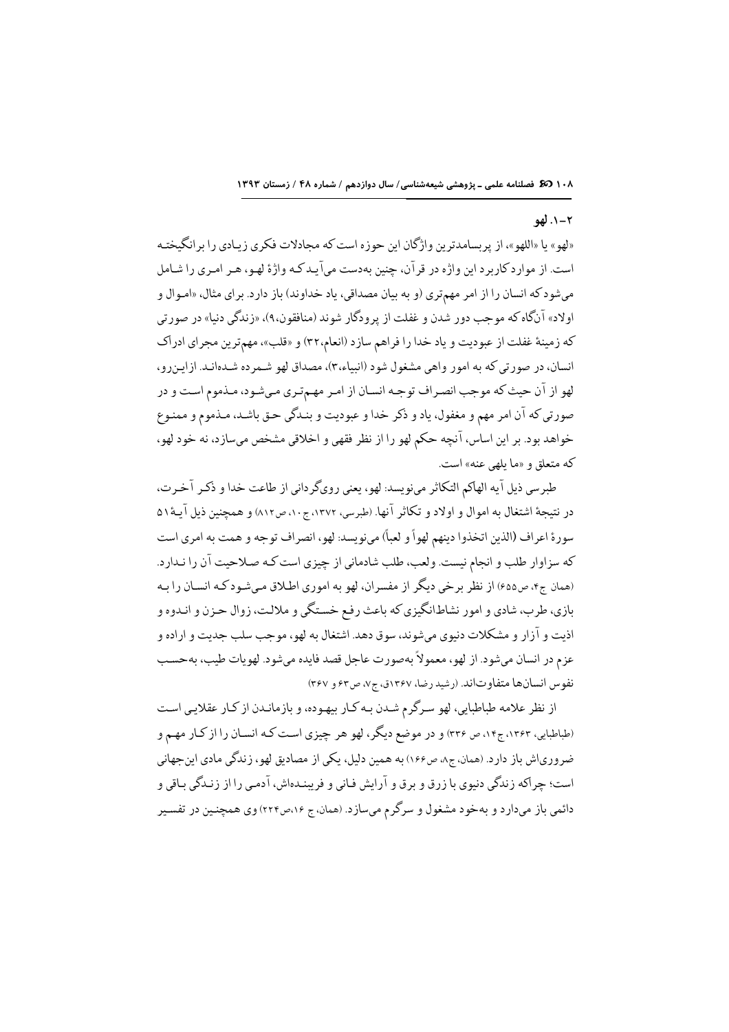### ۲-۱. لهو

«لهو» یا «اللهو»، از پربسامدترین واژگان این حوزه است که مجادلات فکری زیادی را برانگیخته است. از موارد کاربرد این واژه در قرآن، چنین به‌دست می‌آید که واژهٔ لهو، هر امری را شامل می‌شود که انسان را از امر مهم‌تری (و به بیان مصداقی، یاد خداوند) باز دارد. برای مثال، «اموال و اولاد» آنگاه که موجب دور شدن و غفلت از پروردگار شوند (منافقون،۹)، «زندگی دنیا» در صورتی که زمینهٔ غفلت از عبودیت و یاد خدا را فراهم سازد (انعام،۳۲) و «قلب»، مهم‌ترین مجرای ادراک انسان، در صورتی که به امور واهی مشغول شود (انبیاء،۳)، مصداق لهو شمرده شده‌اند. ازاین‌رو، لهو از آن حیث که موجب انصراف توجه انسان از امر مهم‌تری می‌شود، مذموم است و در صورتی که آن امر مهم و مغفول، یاد و ذکر خدا و عبودیت و بندگی حق باشد، مذموم و ممنوع خواهد بود. بر این اساس، آنچه حکم لهو را از نظر فقهی و اخلاقی مشخص می‌سازد، نه خود لهو، که متعلق و «ما یلهی عنه» است.

طبرسی ذیل آیه الهاکم التکاثر می‌نویسد: لهو، یعنی روی‌گردانی از طاعت خدا و ذکر آخرت، در نتیجهٔ اشتغال به اموال و اولاد و تکاثر آنها. (طبرسی، ۱۳۷۲، ج۱۰، ص۸۱۲) و همچنین ذیل آیهٔ ۵۱ سورهٔ اعراف (الذین اتخذوا دینهم لهواً و لعباً) می‌نویسد: لهو، انصراف توجه و همت به امری است که سزاوار طلب و انجام نیست. ولعب، طلب شادمانی از چیزی است که صلاحیت آن را ندارد. (همان ج۴، ص۶۵۵) از نظر برخی دیگر از مفسران، لهو به اموری اطلاق می‌شود که انسان را به بازی، طرب، شادی و امور نشاط‌انگیزی که باعث رفع خستگی و ملالت، زوال حزن و اندوه و اذیت و آزار و مشکلات دنیوی می‌شوند، سوق دهد. اشتغال به لهو، موجب سلب جدیت و اراده و عزم در انسان می‌شود. از لهو، معمولاً به‌صورت عاجل قصد فایده می‌شود. لهویات طیب، به‌حسب نفوس انسان‌ها متفاوت‌اند. (رشید رضا، ۱۳۶۷ق، ج۷، ص۶۳ و ۳۶۷)

از نظر علامه طباطبایی، لهو سرگرم شدن به کار بیهوده، و بازماندن از کار عقلایی است (طباطبایی، ۱۳۶۳، ج۱۴، ص ۳۳۶) و در موضع دیگر، لهو هر چیزی است که انسان را از کار مهم و ضروری‌اش باز دارد. (همان، ج۸، ص۱۶۶) به همین دلیل، یکی از مصادیق لهو، زندگی مادی این‌جهانی است؛ چراکه زندگی دنیوی با زرق و برق و آرایش فانی و فریبنده‌اش، آدمی را از زندگی باقی و دائمی باز می‌دارد و به‌خود مشغول و سرگرم می‌سازد. (همان، ج ۱۶،ص۲۲۴) وی همچنین در تفسیر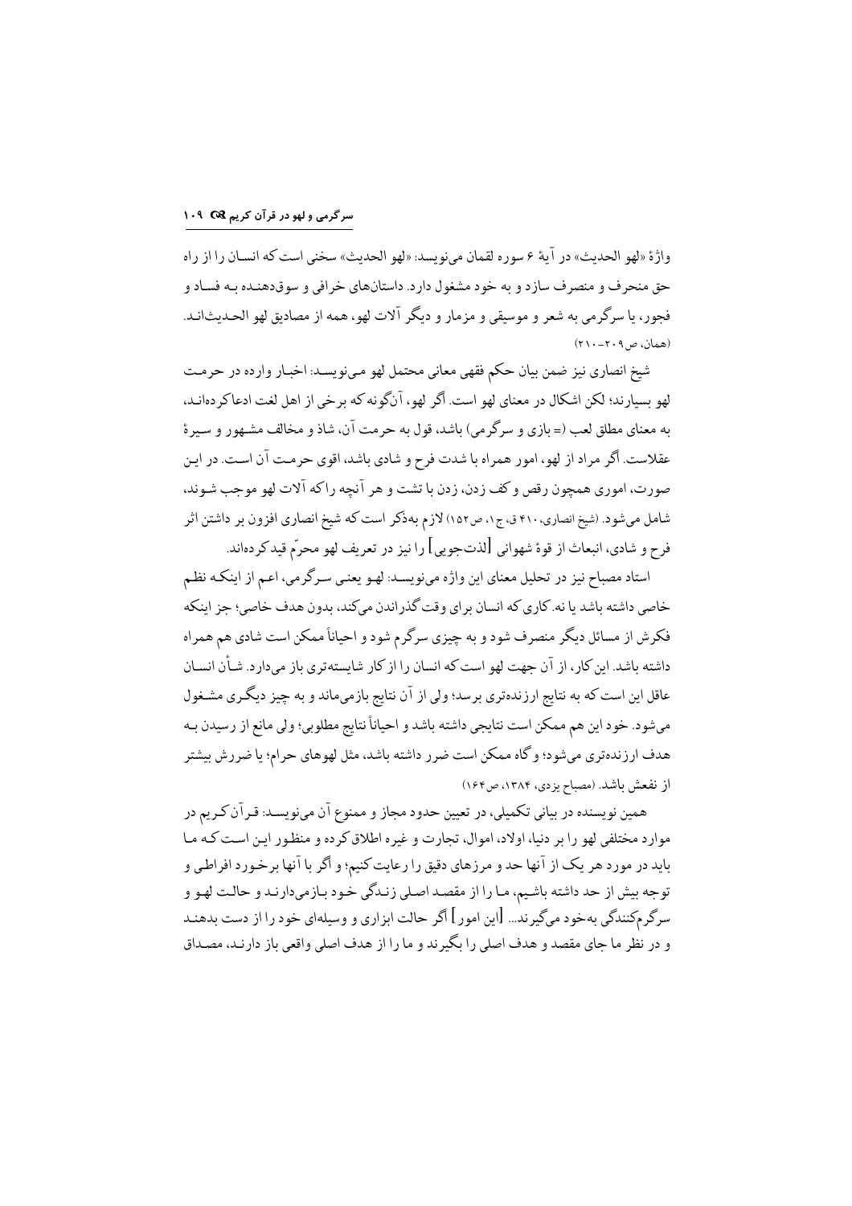واژهٔ «لهو الحدیث» در آیهٔ ۶ سوره لقمان می‌نویسد: «لهو الحدیث» سخنی است که انسان را از راه حق منحرف و منصرف سازد و به خود مشغول دارد. داستان‌های خرافی و سوق‌دهنده بـه فساد و فجور، یا سرگرمی به شعر و موسیقی و مزمار و دیگر آلات لهو، همه از مصادیق لهو الحدیث‌اند. (همان، ص۲۰۹-۲۱۰)

شیخ انصاری نیز ضمن بیان حکم فقهی معانی محتمل لهو می‌نویسد: اخبار وارده در حرمت لهو بسیارند؛ لکن اشکال در معنای لهو است. اگر لهو، آن‌گونه که برخی از اهل لغت ادعا کرده‌اند، به معنای مطلق لعب (= بازی و سرگرمی) باشد، قول به حرمت آن، شاذ و مخالف مشهور و سیرهٔ عقلاست. اگر مراد از لهو، امور همراه با شدت فرح و شادی باشد، اقوی حرمت آن است. در این صورت، اموری همچون رقص و کف زدن، زدن با تشت و هر آنچه راکه آلات لهو موجب شوند، شامل می‌شود. (شیخ انصاری، ۱۴۱۰ ق، ج۱، ص۱۵۲) لازم به‌ذکر است که شیخ انصاری افزون بر داشتن اثر فرح و شادی، انبعاث از قوهٔ شهوانی [لذت‌جویی] را نیز در تعریف لهو محرّم قید کرده‌اند.

استاد مصباح نیز در تحلیل معنای این واژه می‌نویسد: لهو یعنی سرگرمی، اعم از اینکه نظم خاصی داشته باشد یا نه. کاری که انسان برای وقت‌گذراندن می‌کند، بدون هدف خاصی؛ جز اینکه فکرش از مسائل دیگر منصرف شود و به چیزی سرگرم شود و احیاناً ممکن است شادی هم همراه داشته باشد. این کار، از آن جهت لهو است که انسان را از کار شایسته‌تری باز می‌دارد. شأن انسان عاقل این است که به نتایج ارزنده‌تری برسد؛ ولی از آن نتایج بازمی‌ماند و به چیز دیگری مشغول می‌شود. خود این هم ممکن است نتایجی داشته باشد و احیاناً نتایج مطلوبی؛ ولی مانع از رسیدن به هدف ارزنده‌تری می‌شود؛ و گاه ممکن است ضرر داشته باشد، مثل لهوهای حرام؛ یا ضررش بیشتر از نفعش باشد. (مصباح یزدی، ۱۳۸۴، ص۱۶۴)

همین نویسنده در بیانی تکمیلی، در تعیین حدود مجاز و ممنوع آن می‌نویسد: قرآن کریم در موارد مختلفی لهو را بر دنیا، اولاد، اموال، تجارت و غیره اطلاق کرده و منظور این است که ما باید در مورد هر یک از آنها حد و مرزهای دقیق را رعایت کنیم؛ و اگر با آنها برخورد افراطی و توجه بیش از حد داشته باشیم، ما را از مقصد اصلی زندگی خود بازمی‌دارند و حالت لهو و سرگرم‌کنندگی به‌خود می‌گیرند... [این امور] اگر حالت ابزاری و وسیله‌ای خود را از دست بدهند و در نظر ما جای مقصد و هدف اصلی را بگیرند و ما را از هدف اصلی واقعی باز دارند، مصداق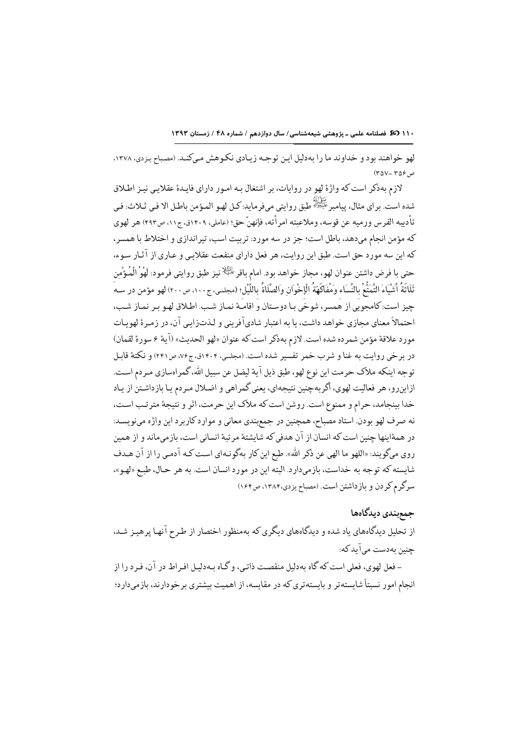لهو خواهند بود و خداوند ما را به‌دلیل این توجه زیادی نکوهش می‌کند. (مصباح یزدی، ۱۳۷۸، ص ۳۵۶-۳۵۷)

لازم به‌ذکر است که واژهٔ لهو در روایات، بر اشتغال به امور دارای فایدهٔ عقلایی نیز اطلاق شده است. برای مثال، پیامبر ﷺ طبق روایتی می‌فرماید: کل لهو المؤمن باطل الا فی ثلاث: فی تأدیبه الفرس ورمیه عن قوسه، وملاعبته امرأته، فإنهنّ حق؛ (عاملی، ۱۴۰۹ق، ج۱۱، ص۴۹۳) هر لهوی که مؤمن انجام می‌دهد، باطل است؛ جز در سه مورد: تربیت اسب، تیراندازی و اختلاط با همسر، که این سه مورد حق است. طبق این روایت، هر فعل دارای منفعت عقلایی و عاری از آثار سوء، حتی با فرض داشتن عنوان لهو، مجاز خواهد بود. امام باقر ﷺ نیز طبق روایتی فرمود: لَهْوُ الْمُؤْمِنِ ثَلَاثَةُ أَشْيَاءَ التَّمَتُّعُ بِالنِّسَاءِ وَمُفَاكَهَةُ الْإِخْوَانِ وَالصَّلَاةُ بِاللَّيْلِ؛ (مجلسی، ج ۱۰۰، ص ۲۰۰) لهو مؤمن در سه چیز است: کامجویی از همسر، شوخی با دوستان و اقامهٔ نماز شب. اطلاق لهو بر نماز شب، احتمالاً معنای مجازی خواهد داشت، یا به اعتبار شادی‌آفرینی و لذت‌زایی آن، در زمرهٔ لهویات مورد علاقهٔ مؤمن شمرده شده است. لازم به‌ذکر است که عنوان «لهو الحدیث» (آیهٔ ۶ سورهٔ لقمان) در برخی روایت به غنا و شرب خمر تفسیر شده است. (مجلسی، ۱۴۰۴ق، ج۷۶، ص۲۴۱) و نکتهٔ قابل توجه اینکه ملاک حرمت این نوع لهو، طبق ذیل آیهٔ لیضل عن سبیل الله، گمراه‌سازی مردم است. ازاین‌رو، هر فعالیت لهوی، اگر به‌چنین نتیجه‌ای، یعنی گمراهی و اضلال مردم یا بازداشتن از یاد خدا بینجامد، حرام و ممنوع است. روشن است که ملاک این حرمت، اثر و نتیجهٔ مترتب است، نه صرف لهو بودن. استاد مصباح، همچنین در جمع‌بندی معانی و موارد کاربرد این واژه می‌نویسد: در همهٔ اینها چنین است که انسان از آن هدفی که شایستهٔ مرتبهٔ انسانی است، بازمی‌ماند و از همین روی می‌گویند: «اللهو ما الهی عن ذکر الله». طبع این کار به‌گونه‌ای است که آدمی را از آن هدف شایسته که توجه به خداست، بازمی‌دارد. البته این در مورد انسان است. به هر حال، طبع «لهو»، سرگرم کردن و بازداشتن است. (مصباح یزدی، ۱۳۸۴، ص۱۶۴)

## جمع‌بندی دیدگاه‌ها

از تحلیل دیدگاه‌های یاد شده و دیدگاه‌های دیگری که به‌منظور اختصار از طرح آنها پرهیز شد، چنین به‌دست می‌آید که:

– فعل لهوی، فعلی است که گاه به‌دلیل منقصت ذاتی، و گاه به‌دلیل افراط در آن، فرد را از انجام امور نسبتاً شایسته‌تر و بایسته‌تری که در مقایسه، از اهمیت بیشتری برخوردارند، بازمی‌دارد؛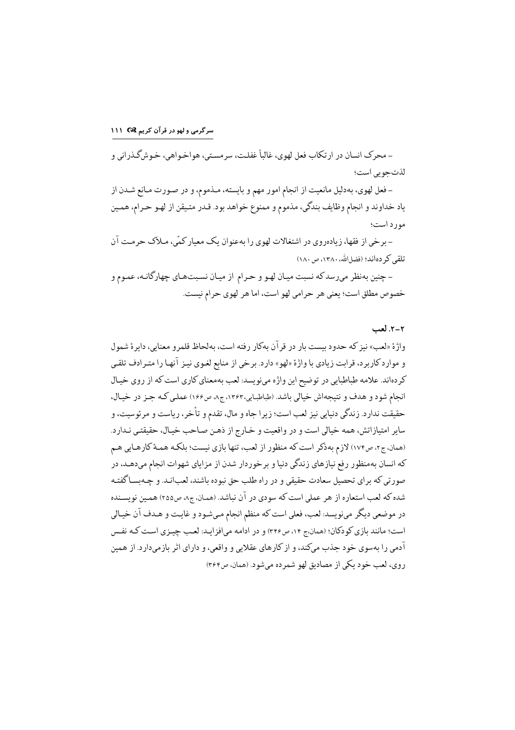– محرک انسان در ارتکاب فعل لهوی، غالباً غفلت، سرمستی، هواخواهی، خوش‌گذرانی و لذت‌جویی است؛

– فعل لهوی، به‌دلیل مانعیت از انجام امور مهم و بایسته، مذموم، و در صورت مانع شدن از یاد خداوند و انجام وظایف بندگی، مذموم و ممنوع خواهد بود. قدر متیقن از لهو حرام، همین مورد است؛

– برخی از فقها، زیاده‌روی در اشتغالات لهوی را به‌عنوان یک معیار کمّی، ملاک حرمت آن تلقی کرده‌اند؛ (فضل‌الله، ۱۳۸۰، ص ۱۸۰)

– چنین به‌نظر می‌رسد که نسبت میان لهو و حرام از میان نسبت‌های چهارگانه، عموم و خصوص مطلق است؛ یعنی هر حرامی لهو است، اما هر لهوی حرام نیست.

### ۲-۲. لعب

واژهٔ «لعب» نیز که حدود بیست بار در قرآن به‌کار رفته است، به‌لحاظ قلمرو معنایی، دایرهٔ شمول و موارد کاربرد، قرابت زیادی با واژهٔ «لهو» دارد. برخی از منابع لغوی نیز آنها را مترادف تلقی کرده‌اند. علامه طباطبایی در توضیح این واژه می‌نویسد: لعب به‌معنای کاری است که از روی خیال انجام شود و هدف و نتیجه‌اش خیالی باشد. (طباطبایی، ۱۳۶۳، ج۸، ص۱۶۶) عملی که جز در خیال، حقیقت ندارد. زندگی دنیایی نیز لعب است؛ زیرا جاه و مال، تقدم و تأخر، ریاست و مرئوسیت، و سایر امتیازاتش، همه خیالی است و در واقعیت و خارج از ذهن صاحب خیال، حقیقتی ندارد. (همان، ج۲، ص۱۷۴) لازم به‌ذکر است که منظور از لعب، تنها بازی نیست؛ بلکه همهٔ کارهایی هم که انسان به‌منظور رفع نیازهای زندگی دنیا و برخوردار شدن از مزایای شهوات انجام می‌دهد، در صورتی که برای تحصیل سعادت حقیقی و در راه طلب حق نبوده باشند، لعب‌اند. و چه‌بسا گفته شده که لعب استعاره از هر عملی است که سودی در آن نباشد. (همان، ج۸، ص۲۵۵) همین نویسنده در موضعی دیگر می‌نویسد: لعب، فعلی است که منظم انجام می‌شود و غایت و هدف آن خیالی است؛ مانند بازی کودکان؛ (همان،ج ۱۴، ص۳۴۶) و در ادامه می‌افزاید: لعب چیزی است که نفس آدمی را به‌سوی خود جذب می‌کند، و از کارهای عقلایی و واقعی، و دارای اثر بازمی‌دارد. از همین روی، لعب خود یکی از مصادیق لهو شمرده می‌شود. (همان، ص۳۶۴)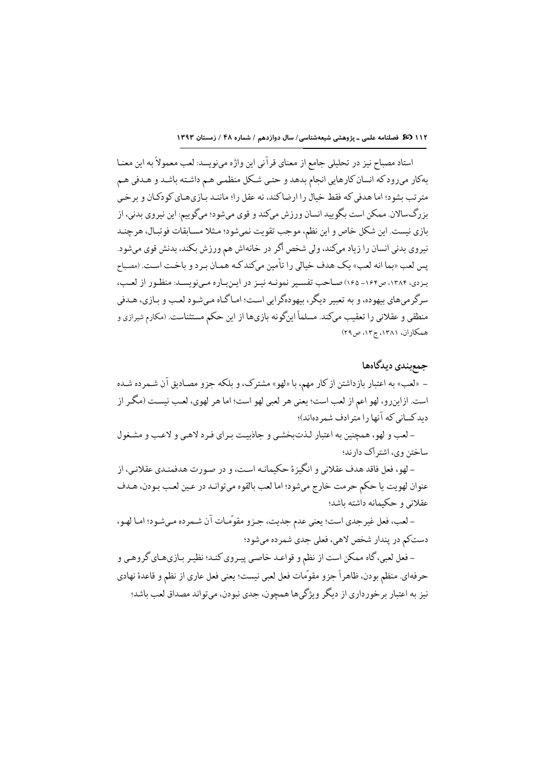استاد مصباح نیز در تحلیلی جامع از معنای قرآنی این واژه می‌نویسد: لعب معمولاً به این معنا به‌کار می‌رود که انسان کارهایی انجام بدهد و حتی شکل منظمی هم داشته باشد و هدفی هم مترتب بشود؛ اما هدفی که فقط خیال را ارضا کند، نه عقل را؛ مانند بازی‌های کودکان و برخی بزرگ‌سالان. ممکن است بگویید انسان ورزش می‌کند و قوی می‌شود؛ می‌گوییم: این نیروی بدنی، از بازی نیست. این شکل خاص و این نظم، موجب تقویت نمی‌شود؛ مثلا مسابقات فوتبال، هرچند نیروی بدنی انسان را زیاد می‌کند، ولی شخص اگر در خانه‌اش هم ورزش بکند، بدنش قوی می‌شود. پس لعب «بما انه لعب» یک هدف خیالی را تأمین می‌کند که همان برد و باخت است. (مصباح یزدی، ۱۳۸۴، ص۱۶۴- ۱۶۵) صاحب تفسیر نمونه نیز در این‌باره می‌نویسد: منظور از لعب، سرگرمی‌های بیهوده، و به تعبیر دیگر، بیهوده‌گرایی است؛ اماگاه می‌شود لعب و بازی، هدفی منطقی و عقلانی را تعقیب می‌کند. مسلماً این‌گونه بازی‌ها از این حکم مستثناست. (مکارم شیرازی و همکاران، ۱۳۸۱، ج۱۳، ص۲۹)

## جمع‌بندی دیدگاه‌ها

- «لعب» به اعتبار بازداشتن از کار مهم، با «لهو» مشترک، و بلکه جزو مصادیق آن شمرده شده است. ازاین‌رو، لهو اعم از لعب است؛ یعنی هر لعبی لهو است؛ اما هر لهوی، لعب نیست (مگر از دیدکسانی که آنها را مترادف شمرده‌اند)؛

- لعب و لهو، همچنین به اعتبار لذت‌بخشی و جاذبیت برای فرد لاهی و لاعب و مشغول ساختن وی، اشتراک دارند؛

- لهو، فعل فاقد هدف عقلانی و انگیزهٔ حکیمانه است، و در صورت هدفمندی عقلانی، از عنوان لهویت یا حکم حرمت خارج می‌شود؛ اما لعب بالقوه می‌تواند در عین لعب بودن، هدف عقلانی و حکیمانه داشته باشد؛

- لعب، فعل غیرجدی است؛ یعنی عدم جدیت، جزو مقوّمات آن شمرده می‌شود؛ اما لهو، دست‌کم در پندار شخص لاهی، فعلی جدی شمرده می‌شود؛

- فعل لعبی، گاه ممکن است از نظم و قواعد خاصی پیروی کند؛ نظیر بازی‌های گروهی و حرفه‌ای. منظم بودن، ظاهراً جزو مقوّمات فعل لعبی نیست؛ یعنی فعل عاری از نظم و قاعدهٔ نهادی نیز به اعتبار برخورداری از دیگر ویژگی‌ها همچون، جدی نبودن، می‌تواند مصداق لعب باشد؛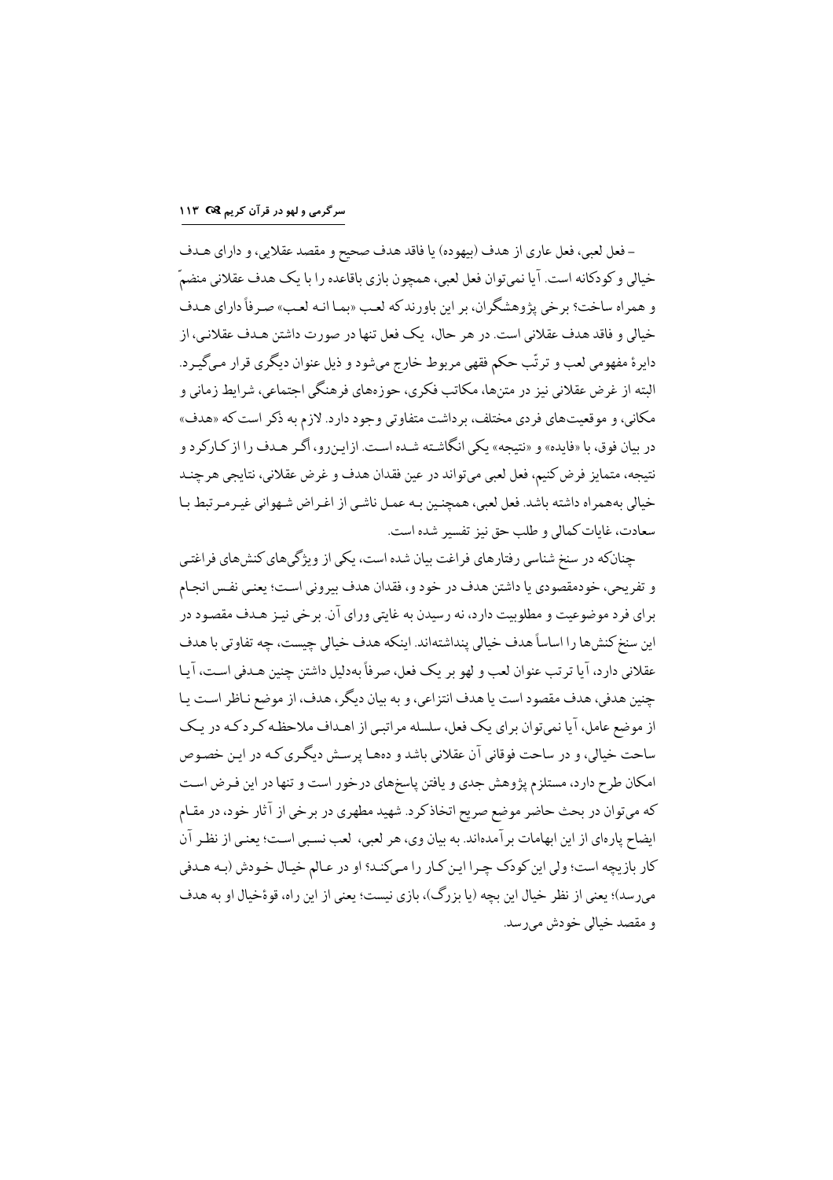– فعل لعبی، فعل عاری از هدف (بیهوده) یا فاقد هدف صحیح و مقصد عقلایی، و دارای هـدف خیالی و کودکانه است. آیا نمی‌توان فعل لعبی، همچون بازی باقاعده را با یک هدف عقلانی منضمّ و همراه ساخت؟ برخی پژوهشگران، بر این باورند که لعب «بمـا انـه لعـب» صـرفاً دارای هـدف خیالی و فاقد هدف عقلانی است. در هر حال، یک فعل تنها در صورت داشتن هـدف عقلانـی، از دایرهٔ مفهومی لعب و ترتّب حکم فقهی مربوط خارج می‌شود و ذیل عنوان دیگری قرار مـی‌گیـرد. البته از غرض عقلانی نیز در متن‌ها، مکاتب فکری، حوزه‌های فرهنگی اجتماعی، شرایط زمانی و مکانی، و موقعیت‌های فردی مختلف، برداشت متفاوتی وجود دارد. لازم به ذکر است که «هدف» در بیان فوق، با «فایده» و «نتیجه» یکی انگاشته شـده اسـت. ازایـن‌رو، اگـر هـدف را از کـارکرد و نتیجه، متمایز فرض کنیم، فعل لعبی می‌تواند در عین فقدان هدف و غرض عقلانی، نتایجی هرچنـد خیالی به‌همراه داشته باشد. فعل لعبی، همچنیـن بـه عمـل ناشـی از اغـراض شـهوانی غیـرمـرتبط بـا سعادت، غایات کمالی و طلب حق نیز تفسیر شده است.

چنان‌که در سنخ شناسی رفتارهای فراغت بیان شده است، یکی از ویژگی‌های کنش‌های فراغتـی و تفریحی، خودمقصودی یا داشتن هدف در خود و، فقدان هدف بیرونی اسـت؛ یعنـی نفـس انجـام برای فرد موضوعیت و مطلوبیت دارد، نه رسیدن به غایتی ورای آن. برخی نیـز هـدف مقصـود در این سنخ کنش‌ها را اساساً هدف خیالی پنداشته‌اند. اینکه هدف خیالی چیست، چه تفاوتی با هدف عقلانی دارد، آیا ترتب عنوان لعب و لهو بر یک فعل، صرفاً به‌دلیل داشتن چنین هـدفی اسـت، آیـا چنین هدفی، هدف مقصود است یا هدف انتزاعی، و به بیان دیگر، هدف، از موضع نـاظر اسـت یـا از موضع عامل، آیا نمی‌توان برای یک فعل، سلسله مراتبـی از اهـداف ملاحظـه کـرد کـه در یـک ساحت خیالی، و در ساحت فوقانی آن عقلانی باشد و ده‌هـا پرسـش دیگـری کـه در ایـن خصـوص امکان طرح دارد، مستلزم پژوهش جدی و یافتن پاسخ‌های درخور است و تنها در این فـرض اسـت که می‌توان در بحث حاضر موضع صریح اتخاذ کرد. شهید مطهری در برخی از آثار خود، در مقـام ایضاح پاره‌ای از این ابهامات برآمده‌اند. به بیان وی، هر لعبی، لعب نسـبی اسـت؛ یعنـی از نظـر آن کار بازیچه است؛ ولی این کودک چـرا ایـن کـار را مـی‌کنـد؛ او در عـالم خیـال خـودش (بـه هـدفی می‌رسد)؛ یعنی از نظر خیال این بچه (یا بزرگ)، بازی نیست؛ یعنی از این راه، قوهٔ خیال او به هدف و مقصد خیالی خودش می‌رسد.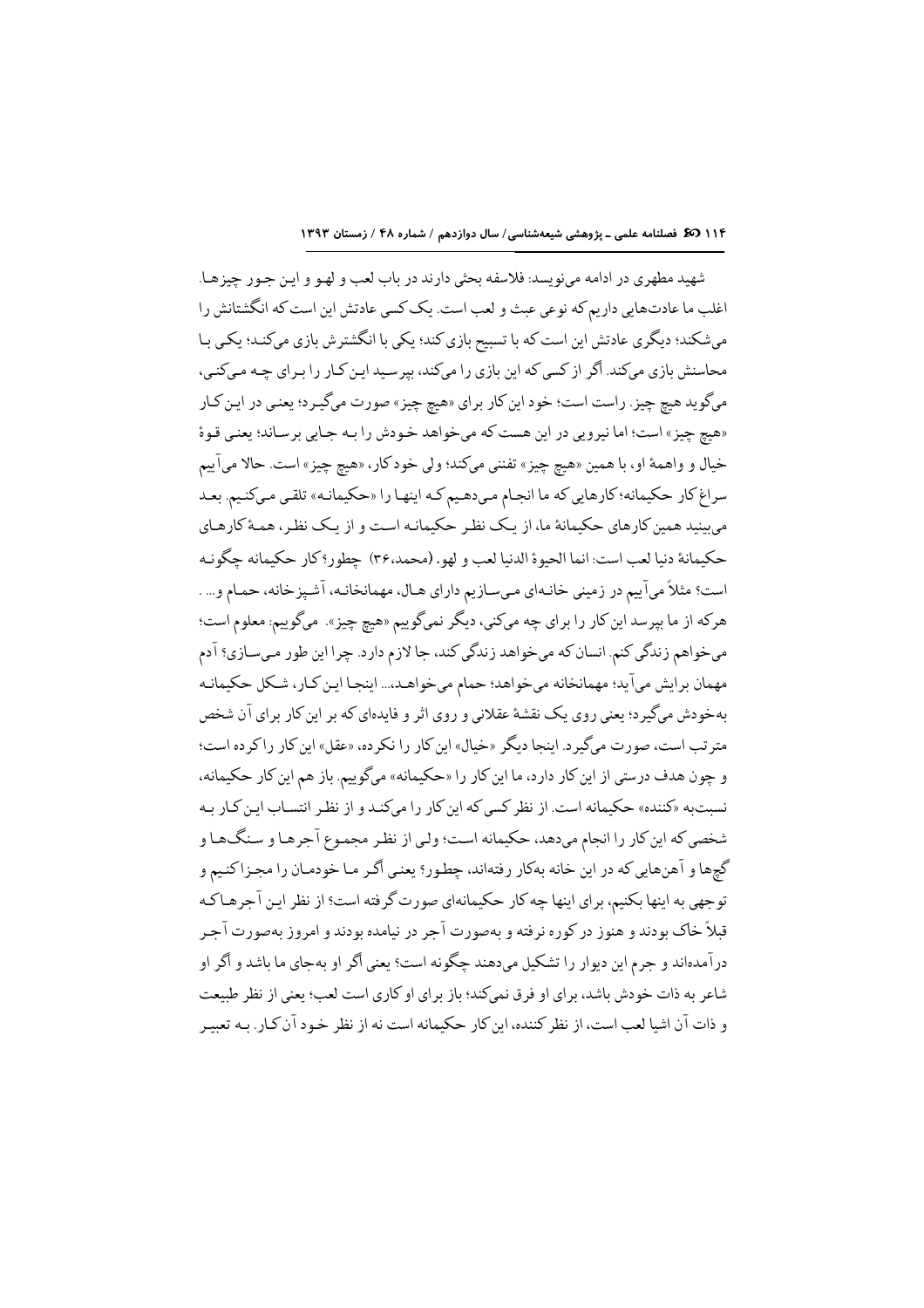شهید مطهری در ادامه می‌نویسد: فلاسفه بحثی دارند در باب لعب و لهو و این جور چیزها. اغلب ما عادت‌هایی داریم که نوعی عبث و لعب است. یک کسی عادتش این است که انگشتانش را می‌شکند؛ دیگری عادتش این است که با تسبیح بازی کند؛ یکی با انگشترش بازی می‌کند؛ یکی با محاسنش بازی می‌کند. اگر از کسی که این بازی را می‌کند، بپرسید این کار را برای چه می‌کنی، می‌گوید هیچ چیز. راست است؛ خود این کار برای «هیچ چیز» صورت می‌گیرد؛ یعنی در این کار «هیچ چیز» است؛ اما نیرویی در این هست که می‌خواهد خودش را به جایی برساند؛ یعنی قوهٔ خیال و واهمهٔ او، با همین «هیچ چیز» تفننی می‌کند؛ ولی خودکار، «هیچ چیز» است. حالا می‌آییم سراغ کار حکیمانه؛ کارهایی که ما انجام می‌دهیم که اینها را «حکیمانه» تلقی می‌کنیم. بعد می‌بینید همین کارهای حکیمانهٔ ما، از یک نظر حکیمانه است و از یک نظر، همهٔ کارهای حکیمانهٔ دنیا لعب است: انما الحیوة الدنیا لعب و لهو. (محمد، ۳۶) چطور؟ کار حکیمانه چگونه است؟ مثلاً می‌آییم در زمینی خانه‌ای می‌سازیم دارای هال، مهمانخانه، آشپزخانه، حمام و... . هرکه از ما بپرسد این کار را برای چه می‌کنی، دیگر نمی‌گوییم «هیچ چیز». می‌گوییم: معلوم است؛ می‌خواهم زندگی کنم. انسان که می‌خواهد زندگی کند، جا لازم دارد. چرا این طور می‌سازی؟ آدم مهمان برایش می‌آید؛ مهمانخانه می‌خواهد؛ حمام می‌خواهد،... اینجا این کار، شکل حکیمانه به‌خودش می‌گیرد؛ یعنی روی یک نقشهٔ عقلانی و روی اثر و فایده‌ای که بر این کار برای آن شخص مترتب است، صورت می‌گیرد. اینجا دیگر «خیال» این کار را نکرده، «عقل» این کار را کرده است؛ و چون هدف درستی از این کار دارد، ما این کار را «حکیمانه» می‌گوییم. باز هم این کار حکیمانه، نسبت‌به «کننده» حکیمانه است. از نظر کسی که این کار را می‌کند و از نظر انتساب این کار به شخصی که این کار را انجام می‌دهد، حکیمانه است؛ ولی از نظر مجموع آجرها و سنگ‌ها و گچ‌ها و آهن‌هایی که در این خانه به‌کار رفته‌اند، چطور؟ یعنی اگر ما خودمان را مجزا کنیم و توجهی به اینها بکنیم، برای اینها چه کار حکیمانه‌ای صورت گرفته است؟ از نظر این آجرها که قبلاً خاک بودند و هنوز در کوره نرفته و به‌صورت آجر در نیامده بودند و امروز به‌صورت آجر درآمده‌اند و جرم این دیوار را تشکیل می‌دهند چگونه است؟ یعنی اگر او به‌جای ما باشد و اگر او شاعر به ذات خودش باشد، برای او فرق نمی‌کند؛ باز برای او کاری است لعب؛ یعنی از نظر طبیعت و ذات آن اشیا لعب است، از نظر کننده، این کار حکیمانه است نه از نظر خود آن کار. به تعبیر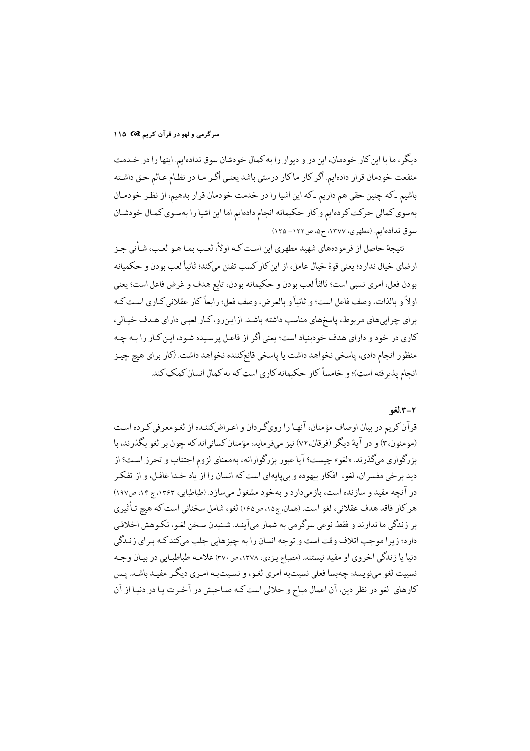دیگر، ما با این کار خودمان، این در و دیوار را به کمال خودشان سوق ندادهایم. اینها را در خدمت منفعت خودمان قرار دادهایم. اگر کار ماکار درستی باشد یعنی اگر ما در نظام عالم حق داشته باشیم ـ که چنین حقی هم داریم ـ که این اشیا را در خدمت خودمان قرار بدهیم، از نظر خودمان به‌سوی کمالی حرکت کردهایم و کار حکیمانه انجام دادهایم اما این اشیا را به‌سوی کمال خودشان سوق ندادهایم. (مطهری، ۱۳۷۷، ج۵، ص۱۲۲– ۱۲۵)

نتیجهٔ حاصل از فرمودههای شهید مطهری این است که اولاً، لعب بما هو لعب، شأنی جز ارضای خیال ندارد؛ یعنی قوهٔ خیال عامل، از این کار کسب تفنن میکند؛ ثانیاً لعب بودن و حکیمانه بودن فعل، امری نسبی است؛ ثالثاً لعب بودن و حکیمانه بودن، تابع هدف و غرض فاعل است؛ یعنی اولاً و بالذات، وصف فاعل است؛ و ثانیاً و بالعرض، وصف فعل؛ رابعاً کار عقلانی کاری است که برای چراییهای مربوط، پاسخهای مناسب داشته باشد. ازاین‌رو، کار لعبی دارای هدف خیالی، کاری در خود و دارای هدف خودبنیاد است؛ یعنی اگر از فاعل پرسیده شود، این کار را به چه منظور انجام دادی، پاسخی نخواهد داشت یا پاسخی قانعکننده نخواهد داشت. (کار برای هیچ چیز انجام پذیرفته است)؛ و خامساً کار حکیمانه کاری است که به کمال انسان کمک کند.

### ۲–۳.لغو

قرآن کریم در بیان اوصاف مؤمنان، آنها را رویگردان و اعراضکننده از لغو معرفی کرده است (مومنون،۳) و در آیهٔ دیگر (فرقان،۷۲) نیز میفرماید: مؤمنان کسانیاند که چون بر لغو بگذرند، با بزرگواری میگذرند. «لغو» چیست؟ آیا عبور بزرگوارانه، به‌معنای لزوم اجتناب و تحرز است؟ از دید برخی مفسران، لغو، افکار بیهوده و بیپایهای است که انسان را از یاد خدا غافل، و از تفکر در آنچه مفید و سازنده است، بازمیدارد و به‌خود مشغول میسازد. (طباطبایی، ۱۳۶۳، ج ۱۴، ص۱۹۷) هر کار فاقد هدف عقلانی، لغو است. (همان، ج۱۵، ص۱۶۵) لغو، شامل سخنانی است که هیچ تأثیری بر زندگی ما ندارند و فقط نوعی سرگرمی به شمار میآیند. شنیدن سخن لغو، نکوهش اخلاقی دارد؛ زیرا موجب اتلاف وقت است و توجه انسان را به چیزهایی جلب میکند که برای زندگی دنیا یا زندگی اخروی او مفید نیستند. (مصباح یزدی، ۱۳۷۸، ص ۳۷۰) علامه طباطبایی در بیان وجه نسبیت لغو مینویسد: چه‌بسا فعلی نسبت‌به امری لغو، و نسبت‌به امری دیگر مفید باشد. پس کارهای لغو در نظر دین، آن اعمال مباح و حلالی است که صاحبش در آخرت یا در دنیا از آن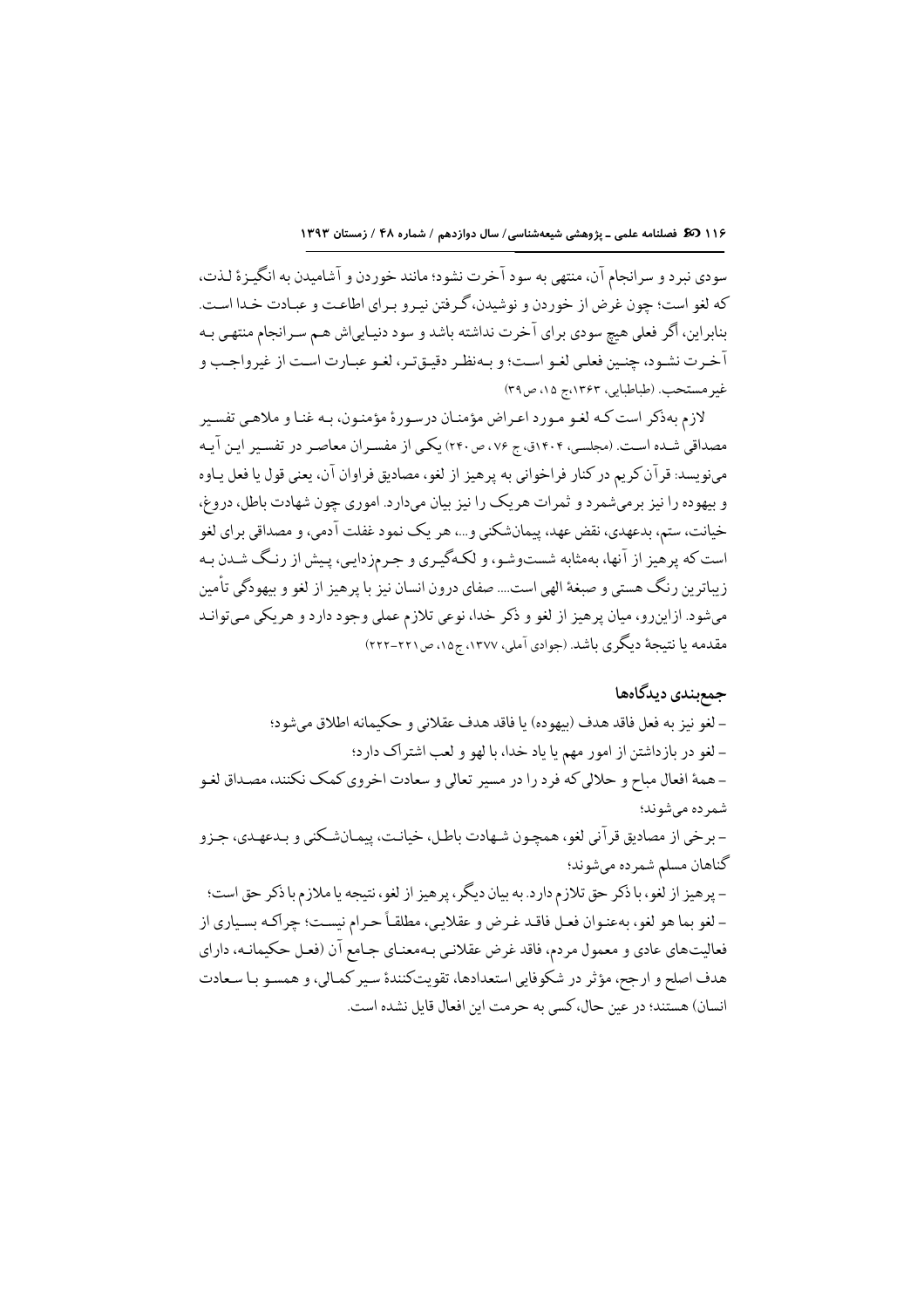سودی نبرد و سرانجام آن، منتهی به سود آخرت نشود؛ مانند خوردن و آشامیدن به انگیزهٔ لذت، که لغو است؛ چون غرض از خوردن و نوشیدن، گرفتن نیرو برای اطاعت و عبادت خدا است. بنابراین، اگر فعلی هیچ سودی برای آخرت نداشته باشد و سود دنیایی‌اش هم سرانجام منتهی به آخرت نشود، چنین فعلی لغو است؛ و به‌نظر دقیق‌تر، لغو عبارت است از غیرواجب و غیرمستحب. (طباطبایی، ۱۳۶۳،ج ۱۵، ص۳۹)

لازم به‌ذکر است که لغو مورد اعراض مؤمنان درسورهٔ مؤمنون، به غنا و ملاهی تفسیر مصداقی شده است. (مجلسی، ۱۴۰۴ق، ج ۷۶، ص ۲۴۰) یکی از مفسران معاصر در تفسیر این آیه می‌نویسد: قرآن‌کریم در کنار فراخوانی به پرهیز از لغو، مصادیق فراوان آن، یعنی قول یا فعل یاوه و بیهوده را نیز برمی‌شمرد و ثمرات هریک را نیز بیان می‌دارد. اموری چون شهادت باطل، دروغ، خیانت، ستم، بدعهدی، نقض عهد، پیمان‌شکنی و...، هر یک نمود غفلت آدمی، و مصداقی برای لغو است که پرهیز از آنها، به‌مثابه شست‌وشو، و لکه‌گیری و جرم‌زدایی، پیش از رنگ شدن به زیباترین رنگ هستی و صبغهٔ الهی است.... صفای درون انسان نیز با پرهیز از لغو و بیهودگی تأمین می‌شود. ازاین‌رو، میان پرهیز از لغو و ذکر خدا، نوعی تلازم عملی وجود دارد و هریکی می‌تواند مقدمه یا نتیجهٔ دیگری باشد. (جوادی آملی، ۱۳۷۷، ج۱۵، ص۲۲۱-۲۲۲)

## جمع‌بندی دیدگاه‌ها

- لغو نیز به فعل فاقد هدف (بیهوده) یا فاقد هدف عقلانی و حکیمانه اطلاق می‌شود؛
- لغو در بازداشتن از امور مهم یا یاد خدا، با لهو و لعب اشتراک دارد؛
- همهٔ افعال مباح و حلالی که فرد را در مسیر تعالی و سعادت اخروی کمک نکنند، مصداق لغو شمرده می‌شوند؛
- برخی از مصادیق قرآنی لغو، همچون شهادت باطل، خیانت، پیمان‌شکنی و بدعهدی، جزو گناهان مسلم شمرده می‌شوند؛
- پرهیز از لغو، با ذکر حق تلازم دارد. به بیان دیگر، پرهیز از لغو، نتیجه یا ملازم با ذکر حق است؛
- لغو بما هو لغو، به‌عنوان فعل فاقد غرض و عقلایی، مطلقاً حرام نیست؛ چراکه بسیاری از فعالیت‌های عادی و معمول مردم، فاقد غرض عقلانی به‌معنای جامع آن (فعل حکیمانه، دارای هدف اصلح و ارجح، مؤثر در شکوفایی استعدادها، تقویت‌کنندهٔ سیر کمالی، و همسو با سعادت انسان) هستند؛ در عین حال، کسی به حرمت این افعال قایل نشده است.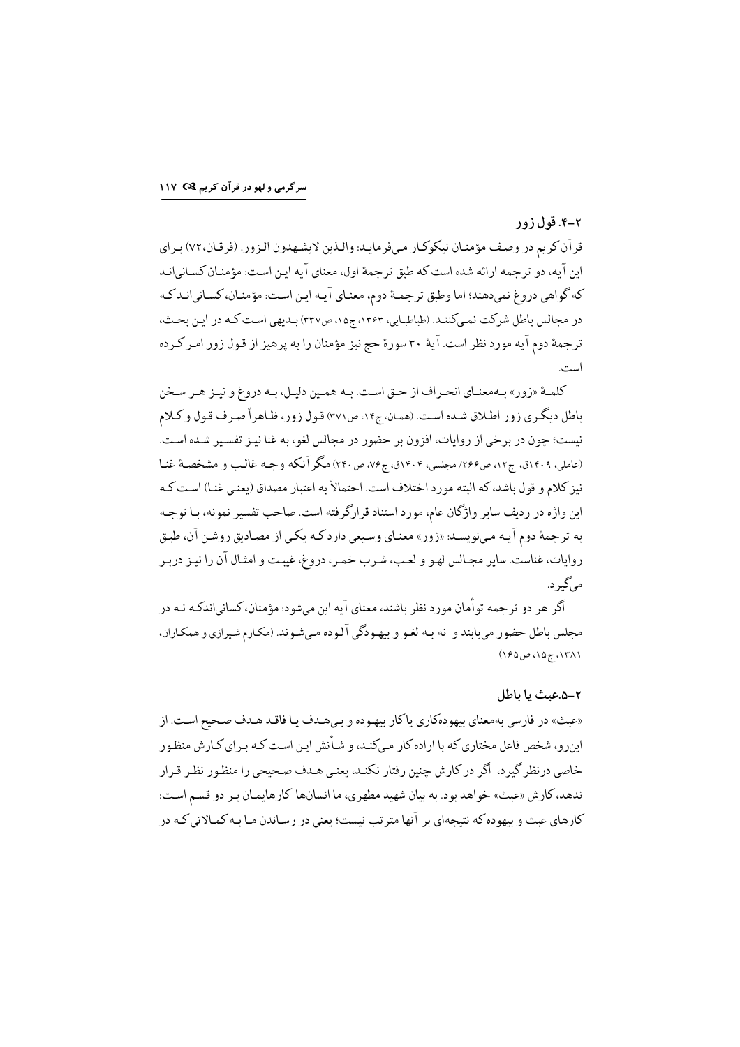### ۲-۴. قول زور

قرآن کریم در وصف مؤمنان نیکوکار می‌فرماید: والذین لایشهدون الزور. (فرقان،۷۲) برای این آیه، دو ترجمه ارائه شده است که طبق ترجمهٔ اول، معنای آیه این است: مؤمنان کسانی‌اند که گواهی دروغ نمی‌دهند؛ اما وطبق ترجمهٔ دوم، معنای آیه این است: مؤمنان، کسانی‌اند که در مجالس باطل شرکت نمی‌کنند. (طباطبایی، ۱۳۶۳، ج۱۵، ص۳۳۷) بدیهی است که در این بحث، ترجمهٔ دوم آیه مورد نظر است. آیهٔ ۳۰ سورهٔ حج نیز مؤمنان را به پرهیز از قول زور امر کرده است.

کلمهٔ «زور» به‌معنای انحراف از حق است. به همین دلیل، به دروغ و نیز هر سخن باطل دیگری زور اطلاق شده است. (همان، ج۱۴، ص۳۷۱) قول زور، ظاهراً صرف قول و کلام نیست؛ چون در برخی از روایات، افزون بر حضور در مجالس لغو، به غنا نیز تفسیر شده است. (عاملی، ۱۴۰۹ق، ج۱۲، ص۲۶۶/ مجلسی، ۱۴۰۴ق، ج۷۶، ص۲۴۰) مگر آنکه وجه غالب و مشخصهٔ غنا نیز کلام و قول باشد، که البته مورد اختلاف است. احتمالاً به اعتبار مصداق (یعنی غنا) است که این واژه در ردیف سایر واژگان عام، مورد استناد قرارگرفته است. صاحب تفسیر نمونه، با توجه به ترجمهٔ دوم آیه می‌نویسد: «زور» معنای وسیعی دارد که یکی از مصادیق روشن آن، طبق روایات، غناست. سایر مجالس لهو و لعب، شرب خمر، دروغ، غیبت و امثال آن را نیز دربر می‌گیرد.

اگر هر دو ترجمه توأمان مورد نظر باشند، معنای آیه این می‌شود: مؤمنان، کسانی‌اندکه نه در مجلس باطل حضور می‌یابند و نه به لغو و بیهودگی آلوده می‌شوند. (مکارم شیرازی و همکاران، ۱۳۸۱، ج۱۵، ص۱۶۵)

### ۲-۵. عبث یا باطل

«عبث» در فارسی به‌معنای بیهوده‌کاری یا کار بیهوده و بی‌هدف یا فاقد هدف صحیح است. از این‌رو، شخص فاعل مختاری که با اراده کار می‌کند، و شأنش این است که برای کارش منظور خاصی درنظر گیرد، اگر در کارش چنین رفتار نکند، یعنی هدف صحیحی را منظور نظر قرار ندهد، کارش «عبث» خواهد بود. به بیان شهید مطهری، ما انسان‌ها کارهایمان بر دو قسم است: کارهای عبث و بیهوده که نتیجه‌ای بر آنها مترتب نیست؛ یعنی در رساندن ما به کمالاتی که در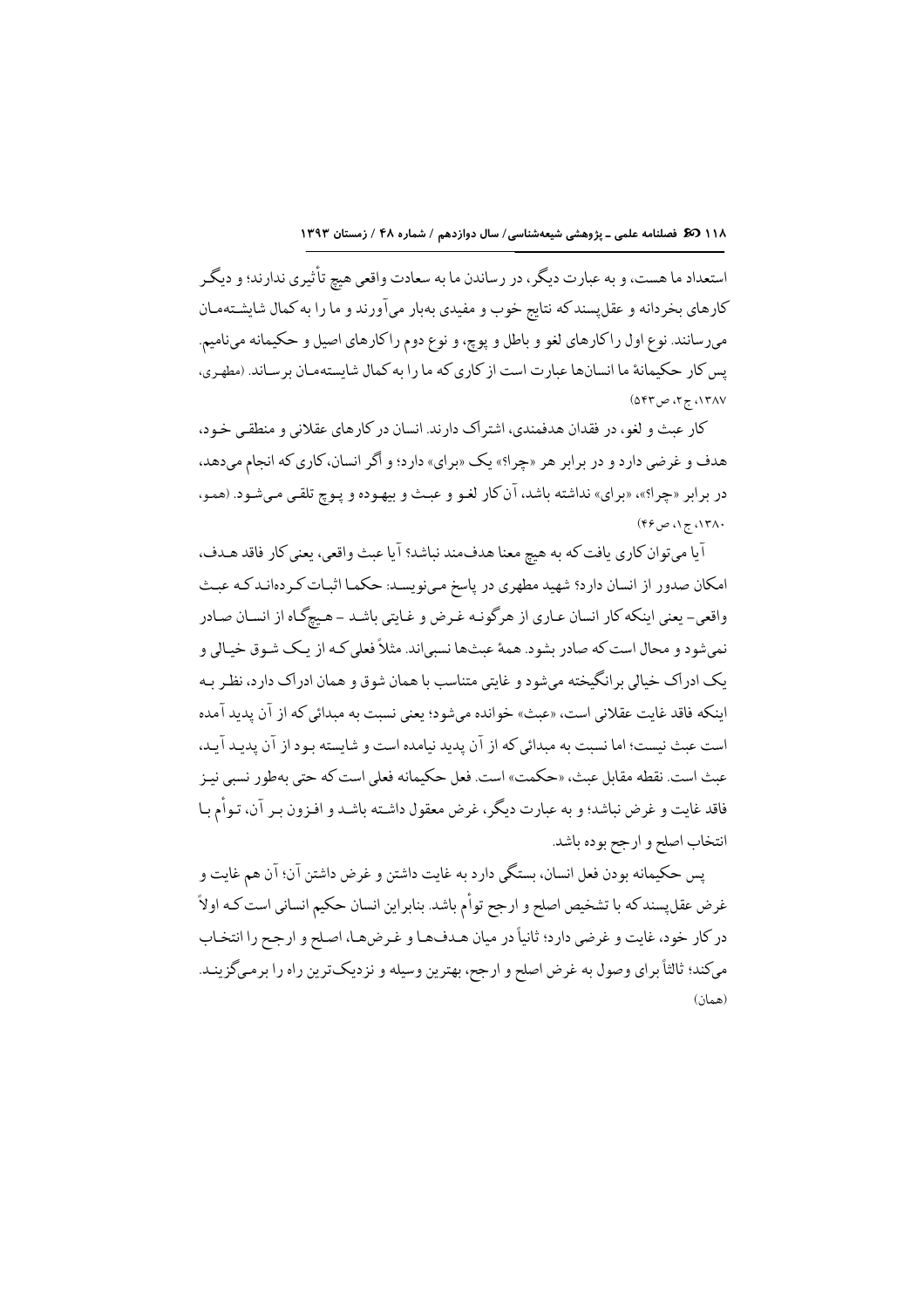استعداد ما هست، و به عبارت دیگر، در رساندن ما به سعادت واقعی هیچ تأثیری ندارند؛ و دیگر کارهای بخردانه و عقل‌پسند که نتایج خوب و مفیدی به‌بار می‌آورند و ما را به کمال شایسته‌مان می‌رسانند. نوع اول راکارهای لغو و باطل و پوچ، و نوع دوم راکارهای اصیل و حکیمانه می‌نامیم. پس کار حکیمانهٔ ما انسان‌ها عبارت است از کاری که ما را به کمال شایسته‌مان برساند. (مطهری، ۱۳۸۷، ج ۲، ص ۵۴۳)

کار عبث و لغو، در فقدان هدفمندی، اشتراک دارند. انسان در کارهای عقلانی و منطقی خود، هدف و غرضی دارد و در برابر هر «چرا؟» یک «برای» دارد؛ و اگر انسان، کاری که انجام می‌دهد، در برابر «چرا؟»، «برای» نداشته باشد، آن کار لغو و عبث و بیهوده و پوچ تلقی می‌شود. (همو، ۱۳۸۰، ج ۱، ص ۴۶)

آیا می‌توان کاری یافت که به هیچ معنا هدف‌مند نباشد؟ آیا عبث واقعی، یعنی کار فاقد هدف، امکان صدور از انسان دارد؟ شهید مطهری در پاسخ می‌نویسد: حکما اثبات کرده‌اند که عبث واقعی – یعنی اینکه کار انسان عاری از هرگونه غرض و غایتی باشد – هیچ‌گاه از انسان صادر نمی‌شود و محال است که صادر بشود. همهٔ عبث‌ها نسبی‌اند. مثلاً فعلی که از یک شوق خیالی و یک ادراک خیالی برانگیخته می‌شود و غایتی متناسب با همان شوق و همان ادراک دارد، نظر به اینکه فاقد غایت عقلانی است، «عبث» خوانده می‌شود؛ یعنی نسبت به مبدائی که از آن پدید آمده است عبث نیست؛ اما نسبت به مبدائی که از آن پدید نیامده است و شایسته بود از آن پدید آید، عبث است. نقطه مقابل عبث، «حکمت» است. فعل حکیمانه فعلی است که حتی به‌طور نسبی نیز فاقد غایت و غرض نباشد؛ و به عبارت دیگر، غرض معقول داشته باشد و افزون بر آن، توأم با انتخاب اصلح و ارجح بوده باشد.

پس حکیمانه بودن فعل انسان، بستگی دارد به غایت داشتن و غرض داشتن آن؛ آن هم غایت و غرض عقل‌پسند که با تشخیص اصلح و ارجح توأم باشد. بنابراین انسان حکیم انسانی است که اولاً در کار خود، غایت و غرضی دارد؛ ثانیاً در میان هدف‌ها و غرض‌ها، اصلح و ارجح را انتخاب می‌کند؛ ثالثاً برای وصول به غرض اصلح و ارجح، بهترین وسیله و نزدیک‌ترین راه را برمی‌گزیند. (همان)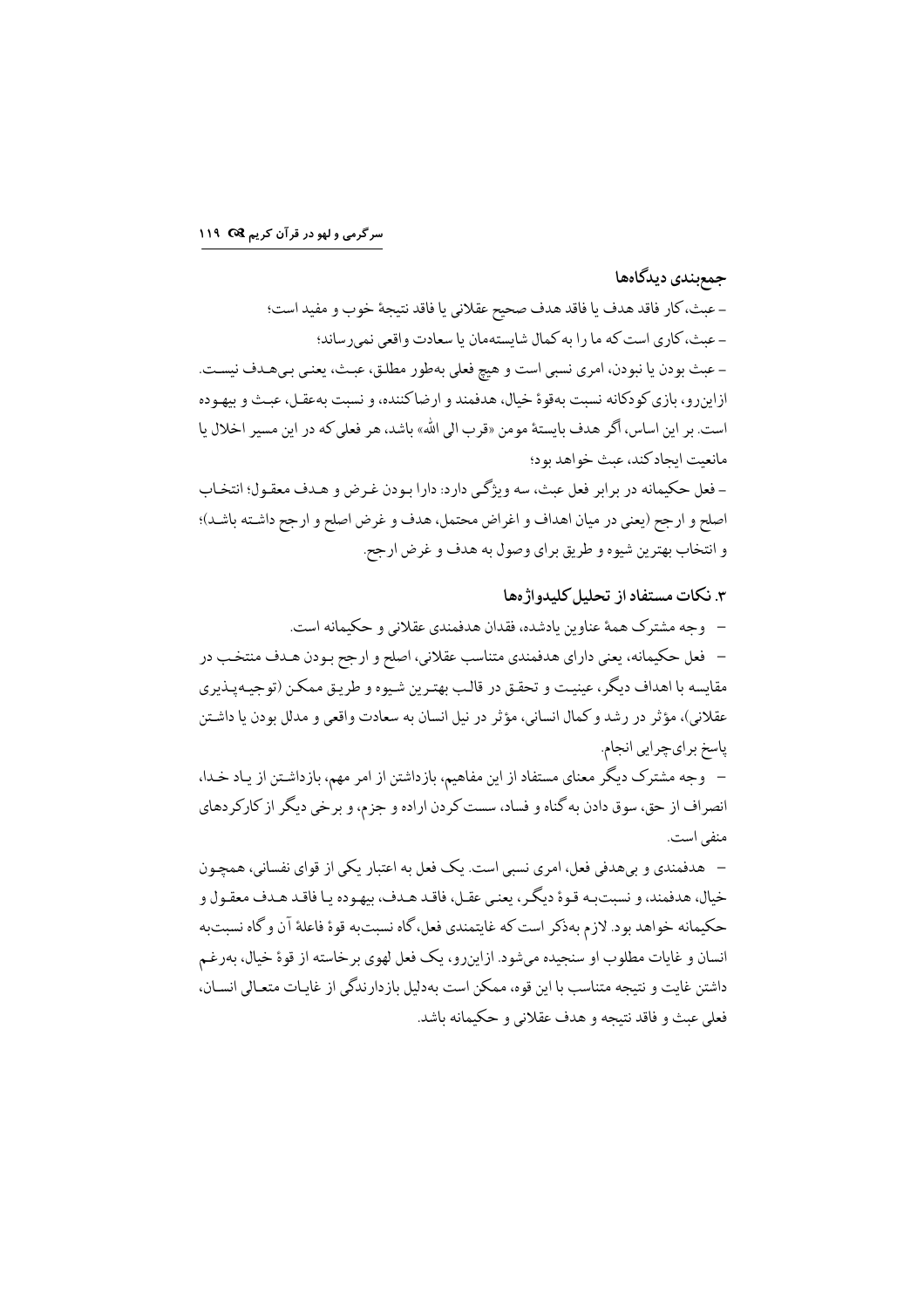### جمع‌بندی دیدگاه‌ها

– عبث، کار فاقد هدف یا فاقد هدف صحیح عقلانی یا فاقد نتیجهٔ خوب و مفید است؛

– عبث، کاری است که ما را به کمال شایسته‌مان یا سعادت واقعی نمی‌رساند؛

– عبث بودن یا نبودن، امری نسبی است و هیچ فعلی به‌طور مطلق، عبث، یعنی بی‌هدف نیست. ازاین‌رو، بازی کودکانه نسبت به‌قوهٔ خیال، هدفمند و ارضاکننده، و نسبت به‌عقل، عبث و بیهوده است. بر این اساس، اگر هدف بایستهٔ مومن «قرب الی الله» باشد، هر فعلی که در این مسیر اخلال یا مانعیت ایجاد کند، عبث خواهد بود؛

– فعل حکیمانه در برابر فعل عبث، سه ویژگی دارد: دارا بودن غرض و هدف معقول؛ انتخاب اصلح و ارجح (یعنی در میان اهداف و اغراض محتمل، هدف و غرض اصلح و ارجح داشته باشد)؛ و انتخاب بهترین شیوه و طریق برای وصول به هدف و غرض ارجح.

### ۳. نکات مستفاد از تحلیل کلیدواژه‌ها

– وجه مشترک همهٔ عناوین یادشده، فقدان هدفمندی عقلانی و حکیمانه است.

– فعل حکیمانه، یعنی دارای هدفمندی متناسب عقلانی، اصلح و ارجح بودن هدف منتخب در مقایسه با اهداف دیگر، عینیت و تحقق در قالب بهترین شیوه و طریق ممکن (توجیه‌پذیری عقلانی)، مؤثر در رشد و کمال انسانی، مؤثر در نیل انسان به سعادت واقعی و مدلل بودن یا داشتن پاسخ برای‌چرایی انجام.

– وجه مشترک دیگر معنای مستفاد از این مفاهیم، بازداشتن از امر مهم، بازداشتن از یاد خدا، انصراف از حق، سوق دادن به گناه و فساد، سست کردن اراده و جزم، و برخی دیگر از کارکردهای منفی است.

– هدفمندی و بی‌هدفی فعل، امری نسبی است. یک فعل به اعتبار یکی از قوای نفسانی، همچون خیال، هدفمند، و نسبت‌به قوهٔ دیگر، یعنی عقل، فاقد هدف، بیهوده یا فاقد هدف معقول و حکیمانه خواهد بود. لازم به‌ذکر است که غایتمندی فعل، گاه نسبت‌به قوهٔ فاعلهٔ آن و گاه نسبت‌به انسان و غایات مطلوب او سنجیده می‌شود. ازاین‌رو، یک فعل لهوی برخاسته از قوهٔ خیال، به‌رغم داشتن غایت و نتیجه متناسب با این قوه، ممکن است به‌دلیل بازدارندگی از غایات متعالی انسان، فعلی عبث و فاقد نتیجه و هدف عقلانی و حکیمانه باشد.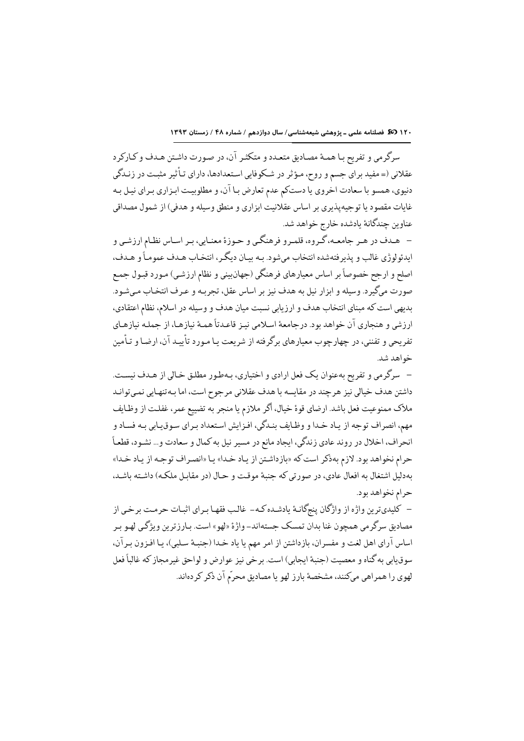سرگرمی و تفریح بـا همـهٔ مصـادیق متعـدد و متکثـر آن، در صـورت داشـتن هـدف و کـارکرد عقلانی (= مفید برای جسم و روح، مـؤثر در شـکوفایی اسـتعدادها، دارای تـأثیر مثبـت در زنـدگی دنیوی، همسو با سعادت اخروی یا دستکم عدم تعارض بـا آن، و مطلوبیـت ابـزاری بـرای نیـل بـه غایات مقصود یا توجیه‌پذیری بر اساس عقلانیت ابزاری و منطق وسیله و هدفی) از شمول مصداقی عناوین چندگانهٔ یادشده خارج خواهد شد.

– هـدف در هـر جامعـه، گـروه، قلمـرو فرهنگـی و حـوزهٔ معنـایی، بـر اسـاس نظـام ارزشـی و ایدئولوژی غالب و پذیرفته‌شده انتخاب می‌شود. بـه بیـان دیگـر، انتخـاب هـدف عمومـاً و هـدف، اصلح و ارجح خصوصاً بر اساس معیارهای فرهنگی (جهان‌بینی و نظام ارزشـی) مـورد قبـول جمـع صورت می‌گیرد. وسیله و ابزار نیل به هدف نیز بر اساس عقل، تجربـه و عـرف انتخـاب مـی‌شـود. بدیهی است که مبنای انتخاب هدف و ارزیابی نسبت میان هدف و وسیله در اسلام، نظام اعتقادی، ارزشی و هنجاری آن خواهد بود. درجامعهٔ اسـلامی نیـز قاعـدتاً همـهٔ نیازهـا، از جملـه نیازهـای تفریحی و تفننی، در چهارچوب معیارهای برگرفته از شریعت یـا مـورد تأییـد آن، ارضـا و تـأمین خواهد شد.

– سرگرمی و تفریح به‌عنوان یک فعل ارادی و اختیاری، بـه‌طـور مطلـق خـالی از هـدف نیسـت. داشتن هدف خیالی نیز هرچند در مقایسه با هدف عقلانی مرجوح است، اما بـه‌تنهـایی نمـی‌توانـد ملاک ممنوعیت فعل باشد. ارضای قوهٔ خیال، اگر ملازم یا منجر به تضییع عمر، غفلـت از وظـایف مهم، انصراف توجه از یـاد خـدا و وظـایف بنـدگی، افـزایش اسـتعداد بـرای سـوق‌یـابی بـه فسـاد و انحراف، اخلال در روند عادی زندگی، ایجاد مانع در مسیر نیل به کمال و سعادت و... نشـود، قطعـاً حرام نخواهد بود. لازم به‌ذکر است که «بازداشـتن از یـاد خـدا» یـا «انصـراف توجـه از یـاد خـدا» به‌دلیل اشتغال به افعال عادی، در صورتی که جنبهٔ موقـت و حـال (در مقابـل ملکـه) داشـته باشـد، حرام نخواهد بود.

– کلیدی‌ترین واژه از واژگان پنج‌گانـهٔ یادشـده کـه- غالـب فقهـا بـرای اثبـات حرمـت برخـی از مصادیق سرگرمی همچون غنا بدان تمسک جسته‌اند- واژهٔ «لهو» است. بـارزترین ویژگـی لهـو بـر اساس آرای اهل لغت و مفسران، بازداشتن از امر مهم یا یاد خـدا (جنبـهٔ سـلبی)، یـا افـزون بـرآن، سوق‌یابی به گناه و معصیت (جنبهٔ ایجابی) است. برخی نیز عوارض و لواحق غیرمجاز که غالباً فعل لهوی را همراهی می‌کنند، مشخصهٔ بارز لهو یا مصادیق محرّم آن ذکر کرده‌اند.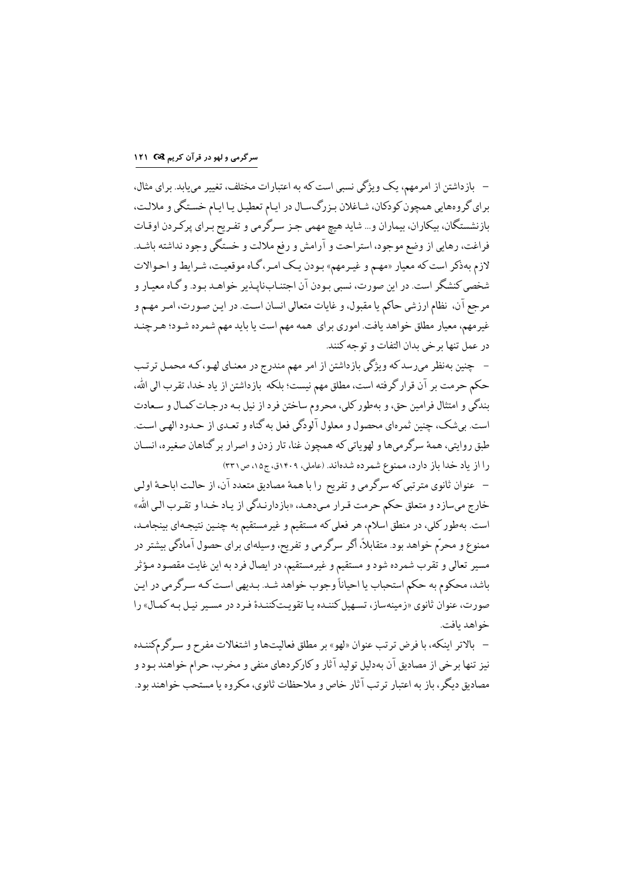- بازداشتن از امر مهم، یک ویژگی نسبی است که به اعتبارات مختلف، تغییر می‌یابد. برای مثال، برای گروه‌هایی همچون کودکان، شاغلان بزرگ‌سال در ایام تعطیل یا ایام خستگی و ملالت، بازنشستگان، بیکاران، بیماران و... شاید هیچ مهمی جز سرگرمی و تفریح برای پرکردن اوقات فراغت، رهایی از وضع موجود، استراحت و آرامش و رفع ملالت و خستگی وجود نداشته باشد. لازم به‌ذکر است که معیار «مهم و غیرمهم» بودن یک امر، گاه موقعیت، شرایط و احوالات شخصی کنشگر است. در این صورت، نسبی بودن آن اجتناب‌ناپذیر خواهد بود. و گاه معیار و مرجع آن، نظام ارزشی حاکم یا مقبول، و غایات متعالی انسان است. در این صورت، امر مهم و غیرمهم، معیار مطلق خواهد یافت. اموری برای همه مهم است یا باید مهم شمرده شود؛ هرچند در عمل تنها برخی بدان التفات و توجه کنند.

- چنین به‌نظر می‌رسد که ویژگی بازداشتن از امر مهم مندرج در معنای لهو، که محمل ترتب حکم حرمت بر آن قرار گرفته است، مطلق مهم نیست؛ بلکه بازداشتن از یاد خدا، تقرب الی الله، بندگی و امتثال فرامین حق، و به‌طور کلی، محروم ساختن فرد از نیل به درجات کمال و سعادت است. بی‌شک، چنین ثمره‌ای محصول و معلول آلودگی فعل به گناه و تعدی از حدود الهی است. طبق روایتی، همهٔ سرگرمی‌ها و لهویاتی که همچون غنا، تار زدن و اصرار بر گناهان صغیره، انسان را از یاد خدا باز دارد، ممنوع شمرده شده‌اند. (عاملی، ۱۴۰۹ق، ج۱۵، ص۳۳۱)

- عنوان ثانوی مترتبی که سرگرمی و تفریح را با همهٔ مصادیق متعدد آن، از حالت اباحهٔ اولی خارج می‌سازد و متعلق حکم حرمت قرار می‌دهد، «بازدارندگی از یاد خدا و تقرب الی الله» است. به‌طور کلی، در منطق اسلام، هر فعلی که مستقیم و غیرمستقیم به چنین نتیجه‌ای بینجامد، ممنوع و محرّم خواهد بود. متقابلاً، اگر سرگرمی و تفریح، وسیله‌ای برای حصول آمادگی بیشتر در مسیر تعالی و تقرب شمرده شود و مستقیم و غیرمستقیم، در ایصال فرد به این غایت مقصود مؤثر باشد، محکوم به حکم استحباب یا احیاناً وجوب خواهد شد. بدیهی است که سرگرمی در این صورت، عنوان ثانوی «زمینه‌ساز، تسهیل کننده یا تقویت‌کنندهٔ فرد در مسیر نیل به کمال» را خواهد یافت.

- بالاتر اینکه، با فرض ترتب عنوان «لهو» بر مطلق فعالیت‌ها و اشتغالات مفرح و سرگرم‌کننده نیز تنها برخی از مصادیق آن به‌دلیل تولید آثار و کارکردهای منفی و مخرب، حرام خواهند بود و مصادیق دیگر، باز به اعتبار ترتب آثار خاص و ملاحظات ثانوی، مکروه یا مستحب خواهند بود.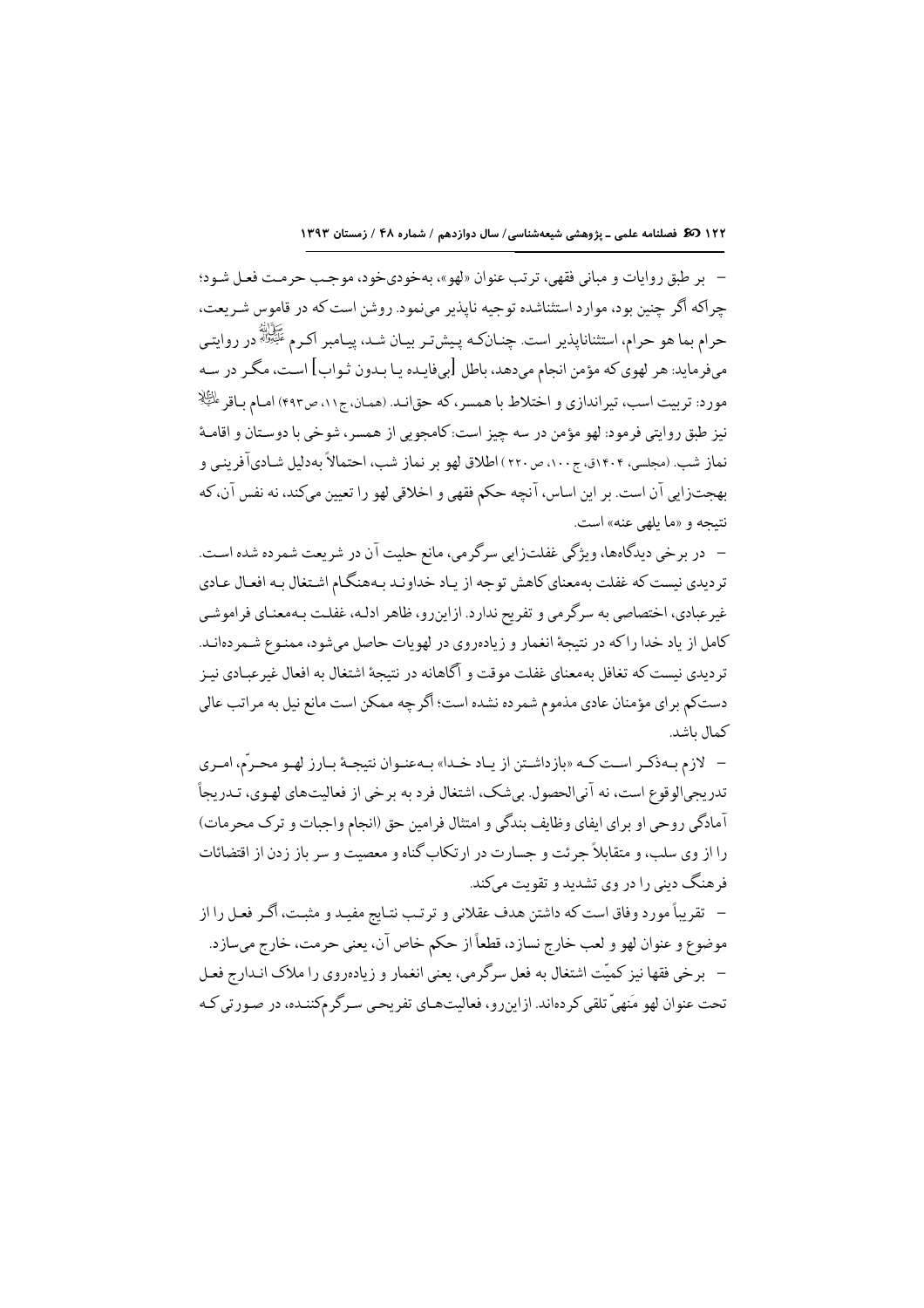– بر طبق روایات و مبانی فقهی، ترتب عنوان «لهو»، به‌خودی‌خود، موجب حرمت فعل شود؛ چراکه اگر چنین بود، موارد استثناشده توجیه ناپذیر می‌نمود. روشن است که در قاموس شریعت، حرام بما هو حرام، استثناناپذیر است. چنان‌که پیش‌تر بیان شد، پیامبر اکرم ﷺ در روایتی می‌فرماید: هر لهوی که مؤمن انجام می‌دهد، باطل [بی‌فایده یا بدون ثواب] است، مگر در سه مورد: تربیت اسب، تیراندازی و اختلاط با همسر، که حق‌اند. (همان، ج۱۱، ص۴۹۳) امام باقر ؑ نیز طبق روایتی فرمود: لهو مؤمن در سه چیز است: کامجویی از همسر، شوخی با دوستان و اقامهٔ نماز شب. (مجلسی، ۱۴۰۴ق، ج۱۰۰، ص۲۲۰) اطلاق لهو بر نماز شب، احتمالاً به‌دلیل شادی‌آفرینی و بهجت‌زایی آن است. بر این اساس، آنچه حکم فقهی و اخلاقی لهو را تعیین می‌کند، نه نفس آن، که نتیجه و «ما یلهی عنه» است.

– در برخی دیدگاه‌ها، ویژگی غفلت‌زایی سرگرمی، مانع حلیت آن در شریعت شمرده شده است. تردیدی نیست که غفلت به‌معنای کاهش توجه از یاد خداوند به‌هنگام اشتغال به افعال عادی غیرعبادی، اختصاصی به سرگرمی و تفریح ندارد. ازاین‌رو، ظاهر ادله، غفلت به‌معنای فراموشی کامل از یاد خدا را که در نتیجهٔ انغمار و زیاده‌روی در لهویات حاصل می‌شود، ممنوع شمرده‌اند. تردیدی نیست که تغافل به‌معنای غفلت موقت و آگاهانه در نتیجهٔ اشتغال به افعال غیرعبادی نیز دست‌کم برای مؤمنان عادی مذموم شمرده نشده است؛ اگرچه ممکن است مانع نیل به مراتب عالی کمال باشد.

– لازم به‌ذکر است که «بازداشتن از یاد خدا» به‌عنوان نتیجهٔ بارز لهو محرّم، امری تدریجی‌الوقوع است، نه آنی‌الحصول. بی‌شک، اشتغال فرد به برخی از فعالیت‌های لهوی، تدریجاً آمادگی روحی او برای ایفای وظایف بندگی و امتثال فرامین حق (انجام واجبات و ترک محرمات) را از وی سلب، و متقابلاً جرئت و جسارت در ارتکاب گناه و معصیت و سر باز زدن از اقتضائات فرهنگ دینی را در وی تشدید و تقویت می‌کند.

– تقریباً مورد وفاق است که داشتن هدف عقلانی و ترتب نتایج مفید و مثبت، اگر فعل را از موضوع و عنوان لهو و لعب خارج نسازد، قطعاً از حکم خاص آن، یعنی حرمت، خارج می‌سازد.

– برخی فقها نیز کمیّت اشتغال به فعل سرگرمی، یعنی انغمار و زیاده‌روی را ملاک اندارج فعل تحت عنوان لهو مَنهیّ تلقی کرده‌اند. ازاین‌رو، فعالیت‌های تفریحی سرگرم‌کننده، در صورتی که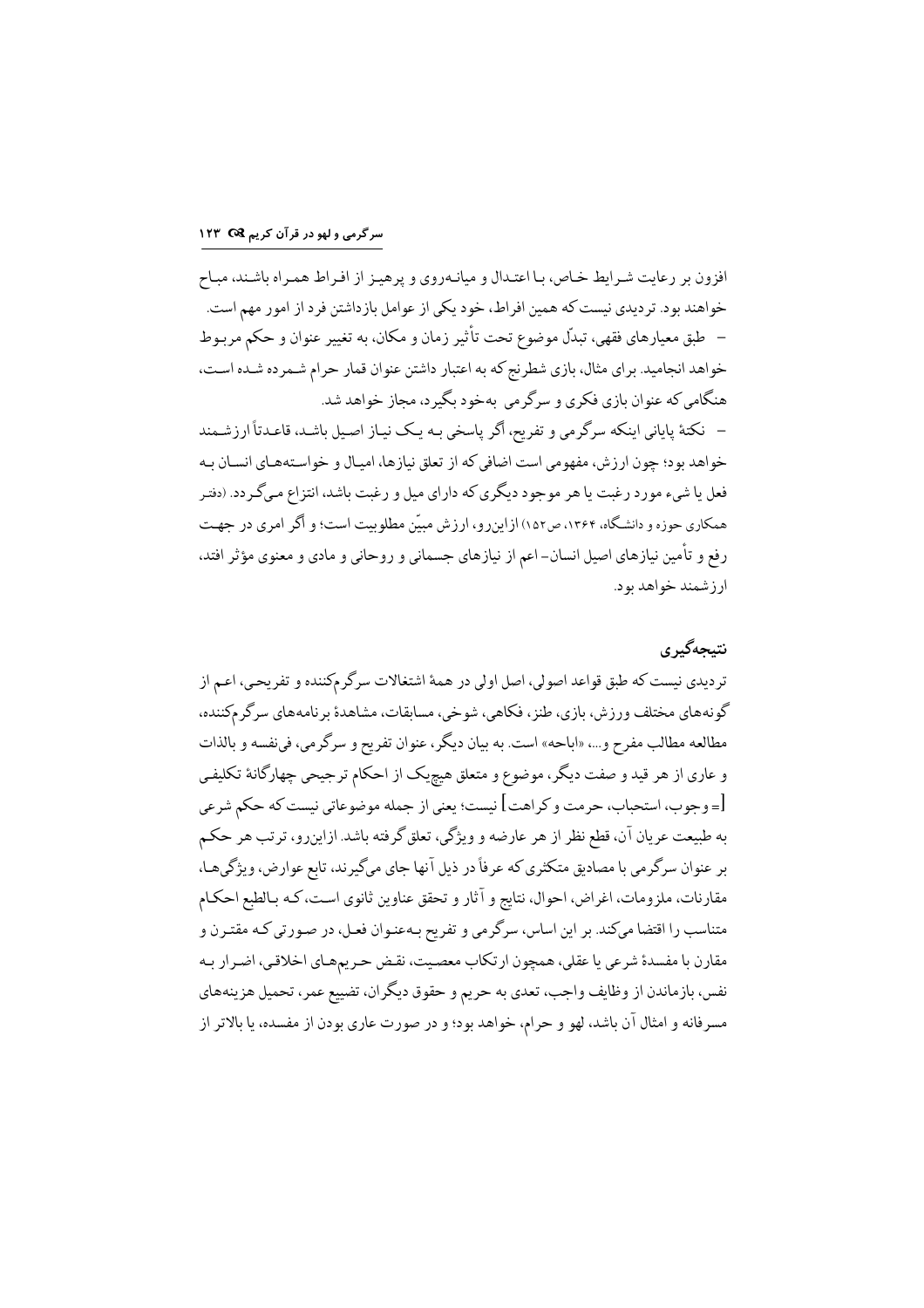افزون بر رعایت شرایط خاص، با اعتدال و میانه‌روی و پرهیز از افراط همراه باشند، مباح خواهند بود. تردیدی نیست که همین افراط، خود یکی از عوامل بازداشتن فرد از امور مهم است.

– طبق معیارهای فقهی، تبدّل موضوع تحت تأثیر زمان و مکان، به تغییر عنوان و حکم مربوط خواهد انجامید. برای مثال، بازی شطرنج که به اعتبار داشتن عنوان قمار حرام شمرده شده است، هنگامی که عنوان بازی فکری و سرگرمی به‌خود بگیرد، مجاز خواهد شد.

– نکتهٔ پایانی اینکه سرگرمی و تفریح، اگر پاسخی به یک نیاز اصیل باشد، قاعدتاً ارزشمند خواهد بود؛ چون ارزش، مفهومی است اضافی که از تعلق نیازها، امیال و خواسته‌های انسان به فعل یا شیء مورد رغبت یا هر موجود دیگری که دارای میل و رغبت باشد، انتزاع می‌گردد. (دفتر همکاری حوزه و دانشگاه، ۱۳۶۴، ص۱۵۲) ازاین‌رو، ارزش مبیّن مطلوبیت است؛ و اگر امری در جهت رفع و تأمین نیازهای اصیل انسان– اعم از نیازهای جسمانی و روحانی و مادی و معنوی مؤثر افتد، ارزشمند خواهد بود.

## نتیجه‌گیری

تردیدی نیست که طبق قواعد اصولی، اصل اولی در همهٔ اشتغالات سرگرم‌کننده و تفریحی، اعم از گونه‌های مختلف ورزش، بازی، طنز، فکاهی، شوخی، مسابقات، مشاهدهٔ برنامه‌های سرگرم‌کننده، مطالعه مطالب مفرح و...، «اباحه» است. به بیان دیگر، عنوان تفریح و سرگرمی، فی‌نفسه و بالذات و عاری از هر قید و صفت دیگر، موضوع و متعلق هیچ‌یک از احکام ترجیحی چهارگانهٔ تکلیفی [= وجوب، استحباب، حرمت و کراهت] نیست؛ یعنی از جمله موضوعاتی نیست که حکم شرعی به طبیعت عریان آن، قطع نظر از هر عارضه و ویژگی، تعلق گرفته باشد. ازاین‌رو، ترتب هر حکم بر عنوان سرگرمی با مصادیق متکثری که عرفاً در ذیل آنها جای می‌گیرند، تابع عوارض، ویژگی‌ها، مقارنات، ملزومات، اغراض، احوال، نتایج و آثار و تحقق عناوین ثانوی است، که بالطبع احکام متناسب را اقتضا می‌کند. بر این اساس، سرگرمی و تفریح به‌عنوان فعل، در صورتی که مقترن و مقارن با مفسدهٔ شرعی یا عقلی، همچون ارتکاب معصیت، نقض حریم‌های اخلاقی، اضرار به نفس، بازماندن از وظایف واجب، تعدی به حریم و حقوق دیگران، تضییع عمر، تحمیل هزینه‌های مسرفانه و امثال آن باشد، لهو و حرام، خواهد بود؛ و در صورت عاری بودن از مفسده، یا بالاتر از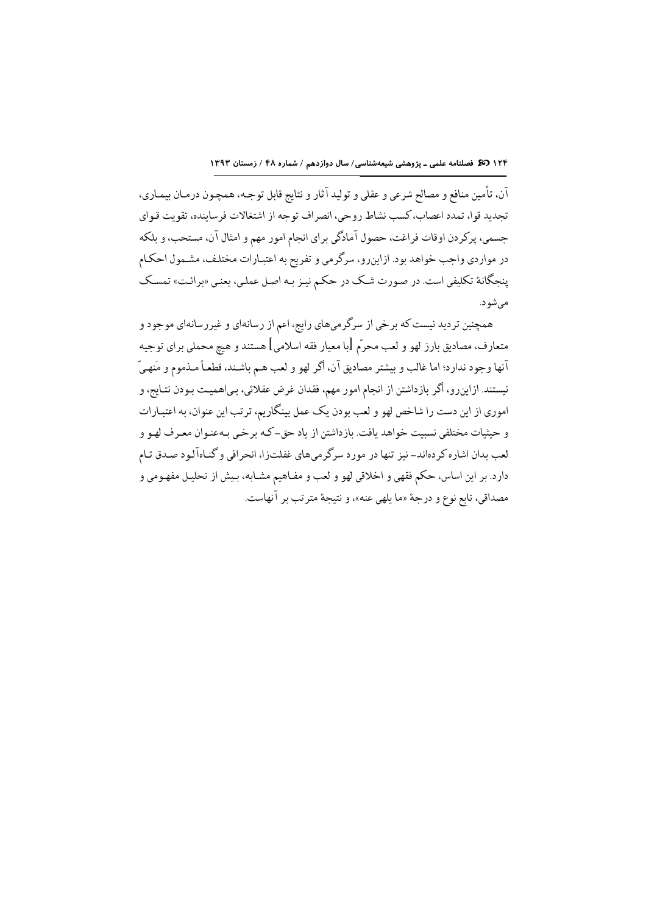آن، تأمین منافع و مصالح شرعی و عقلی و تولید آثار و نتایج قابل توجه، همچون درمان بیماری، تجدید قوا، تمدد اعصاب، کسب نشاط روحی، انصراف توجه از اشتغالات فرساینده، تقویت قوای جسمی، پرکردن اوقات فراغت، حصول آمادگی برای انجام امور مهم و امثال آن، مستحب، و بلکه در مواردی واجب خواهد بود. ازاین‌رو، سرگرمی و تفریح به اعتبارات مختلف، مشمول احکام پنجگانهٔ تکلیفی است. در صورت شک در حکم نیز به اصل عملی، یعنی «برائت» تمسک می‌شود.

همچنین تردید نیست که برخی از سرگرمی‌های رایج، اعم از رسانه‌ای و غیررسانه‌ای موجود و متعارف، مصادیق بارز لهو و لعب محرّم [با معیار فقه اسلامی] هستند و هیچ محملی برای توجیه آنها وجود ندارد؛ اما غالب و بیشتر مصادیق آن، اگر لهو و لعب هم باشند، قطعاً مذموم و مَنهیّ نیستند. ازاین‌رو، اگر بازداشتن از انجام امور مهم، فقدان غرض عقلائی، بی‌اهمیت بودن نتایج، و اموری از این دست را شاخص لهو و لعب بودن یک عمل بینگاریم، ترتب این عنوان، به اعتبارات و حیثیات مختلفی نسبیت خواهد یافت. بازداشتن از یاد حق -که برخی به‌عنوان معرف لهو و لعب بدان اشاره کرده‌اند- نیز تنها در مورد سرگرمی‌های غفلت‌زا، انحرافی و گناه‌آلود صدق تام دارد. بر این اساس، حکم فقهی و اخلاقی لهو و لعب و مفاهیم مشابه، بیش از تحلیل مفهومی و مصداقی، تابع نوع و درجهٔ «ما یلهی عنه»، و نتیجهٔ مترتب بر آنهاست.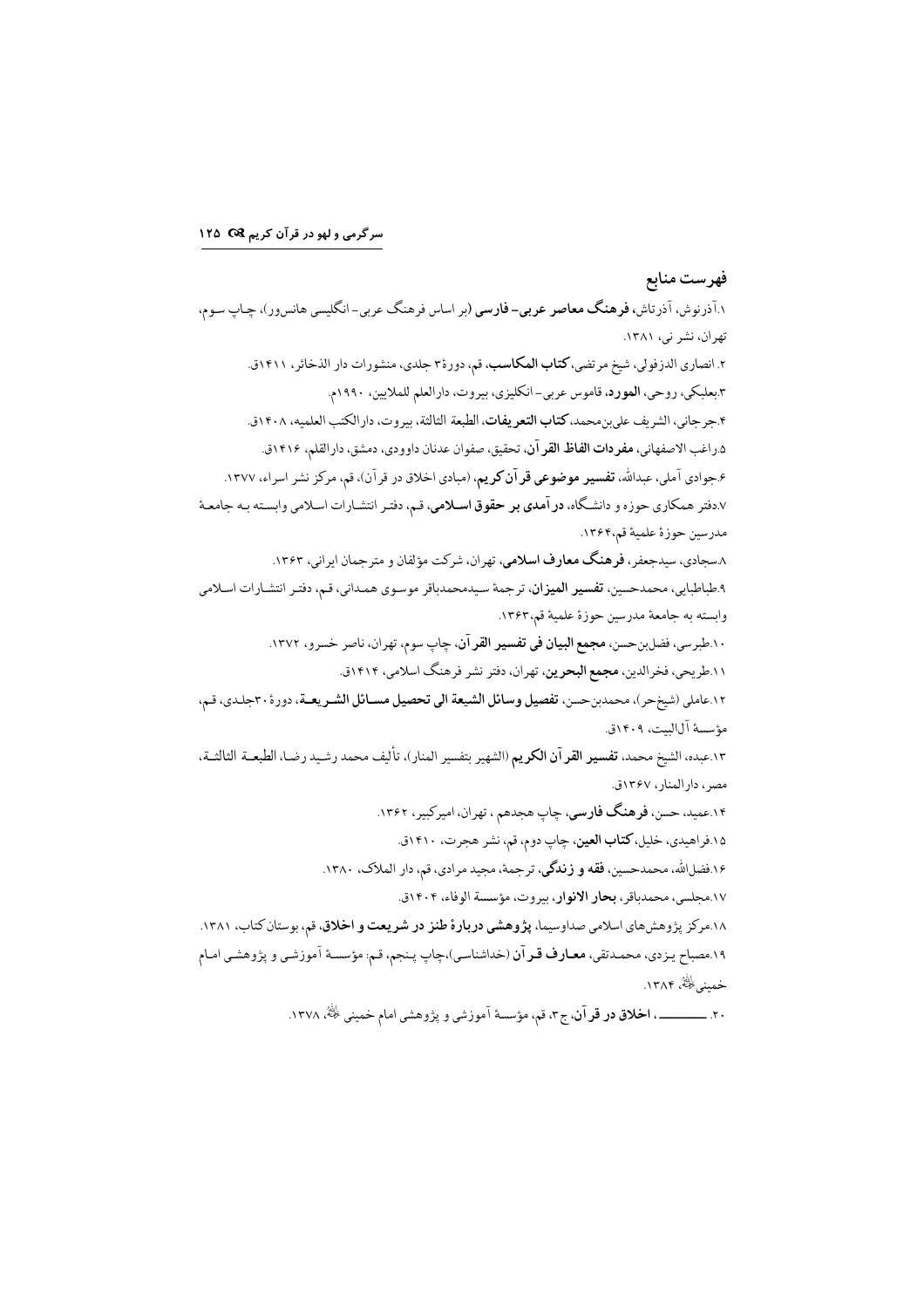## فهرست منابع

۱.آذرنوش، آذرتاش، **فرهنگ معاصر عربی- فارسی** (بر اساس فرهنگ عربی- انگلیسی هانس‌ور)، چاپ سوم، تهران، نشر نی، ۱۳۸۱.

۲. انصاری الدزفولی، شیخ مرتضی، **کتاب المکاسب**، قم، دورهٔ ۳ جلدی، منشورات دار الذخائر، ۱۴۱۱ق.

۳.بعلبکی، روحی، **المورد**، قاموس عربی- انکلیزی، بیروت، دارالعلم للملایین، ۱۹۹۰م.

۴.جرجانی، الشریف علی‌بن‌محمد، **کتاب التعریفات**، الطبعة الثالثة، بیروت، دارالکتب العلمیه، ۱۴۰۸ق.

۵.راغب الاصفهانی، **مفردات الفاظ القرآن**، تحقیق، صفوان عدنان داوودی، دمشق، دارالقلم، ۱۴۱۶ق.

۶.جوادی آملی، عبدالله، **تفسیر موضوعی قرآن کریم**، (مبادی اخلاق در قرآن)، قم، مرکز نشر اسراء، ۱۳۷۷.

۷.دفتر همکاری حوزه و دانشگاه، **درآمدی بر حقوق اسلامی**، قم، دفتر انتشارات اسلامی وابسته به جامعهٔ مدرسین حوزهٔ علمیهٔ قم،۱۳۶۴.

۸.سجادی، سیدجعفر، **فرهنگ معارف اسلامی**، تهران، شرکت مؤلفان و مترجمان ایرانی، ۱۳۶۳.

۹.طباطبایی، محمدحسین، **تفسیر المیزان**، ترجمهٔ سیدمحمدباقر موسوی همدانی، قم، دفتر انتشارات اسلامی وابسته به جامعهٔ مدرسین حوزهٔ علمیهٔ قم،۱۳۶۳.

۱۰.طبرسی، فضل‌بن‌حسن، **مجمع البیان فی تفسیر القرآن**، چاپ سوم، تهران، ناصر خسرو، ۱۳۷۲.

۱۱.طریحی، فخرالدین، **مجمع البحرین**، تهران، دفتر نشر فرهنگ اسلامی، ۱۴۱۴ق.

۱۲.عاملی (شیخ‌حر)، محمدبن‌حسن، **تفصیل وسائل الشیعة الی تحصیل مسائل الشریعة**، دورهٔ ۳۰جلدی، قم، مؤسسهٔ آل‌البیت، ۱۴۰۹ق.

۱۳.عبده، الشیخ محمد، **تفسیر القرآن الکریم** (الشهیر بتفسیر المنار)، تألیف محمد رشید رضا، الطبعة الثالثة، مصر، دارالمنار، ۱۳۶۷ق.

۱۴.عمید، حسن، **فرهنگ فارسی**، چاپ هجدهم ، تهران، امیرکبیر، ۱۳۶۲.

۱۵.فراهیدی، خلیل، **کتاب العین**، چاپ دوم، قم، نشر هجرت، ۱۴۱۰ق.

۱۶.فضل‌الله، محمدحسین، **فقه و زندگی**، ترجمهٔ، مجید مرادی، قم، دار الملاک، ۱۳۸۰.

۱۷.مجلسی، محمدباقر، **بحار الانوار**، بیروت، مؤسسة الوفاء، ۱۴۰۴ق.

۱۸.مرکز پژوهش‌های اسلامی صداوسیما، **پژوهشی دربارهٔ طنز در شریعت و اخلاق**، قم، بوستان کتاب، ۱۳۸۱.

۱۹.مصباح یزدی، محمدتقی، **معارف قرآن** (خداشناسی)،چاپ پنجم، قم: مؤسسهٔ آموزشی و پژوهشی امام خمینی ﷺ، ۱۳۸۴.

۲۰. ــــــــــ، **اخلاق در قرآن**، ج۳، قم، مؤسسهٔ آموزشی و پژوهشی امام خمینی ﷺ، ۱۳۷۸.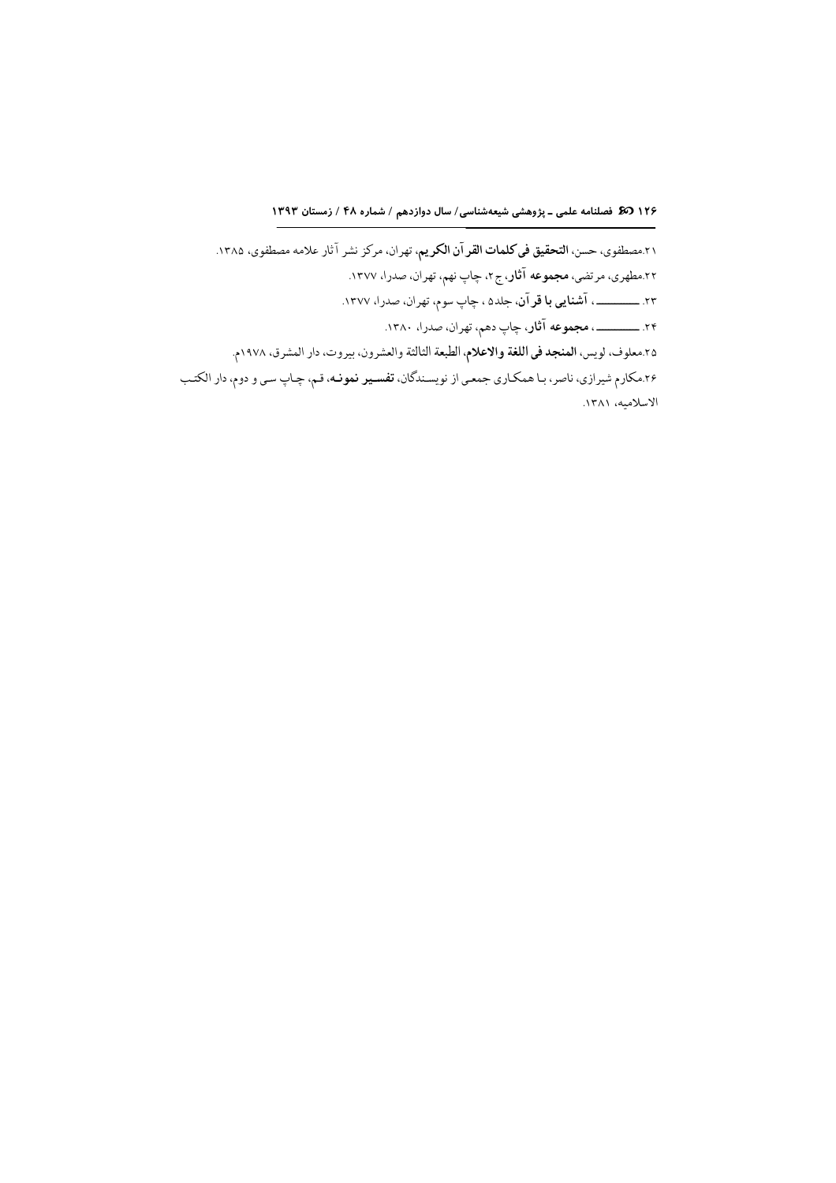۲۱.مصطفوی، حسن، **التحقیق فی کلمات القرآن الکریم**، تهران، مرکز نشر آثار علامه مصطفوی، ۱۳۸۵.

۲۲.مطهری، مرتضی، **مجموعه آثار**، ج۲، چاپ نهم، تهران، صدرا، ۱۳۷۷.

۲۳. ـــــــــ ، **آشنایی با قرآن**، جلد۵ ، چاپ سوم، تهران، صدرا، ۱۳۷۷.

۲۴. ـــــــــ ، **مجموعه آثار**، چاپ دهم، تهران، صدرا، ۱۳۸۰.

۲۵.معلوف، لویس، **المنجد فی اللغة والاعلام**، الطبعة الثالثة والعشرون، بیروت، دار المشرق، ۱۹۷۸م.

۲۶.مکارم شیرازی، ناصر، بـا همکـاری جمعـی از نویسـندگان، **تفسـیر نمونـه**، قـم، چـاپ سـی و دوم، دار الکتـب الاسلامیه، ۱۳۸۱.